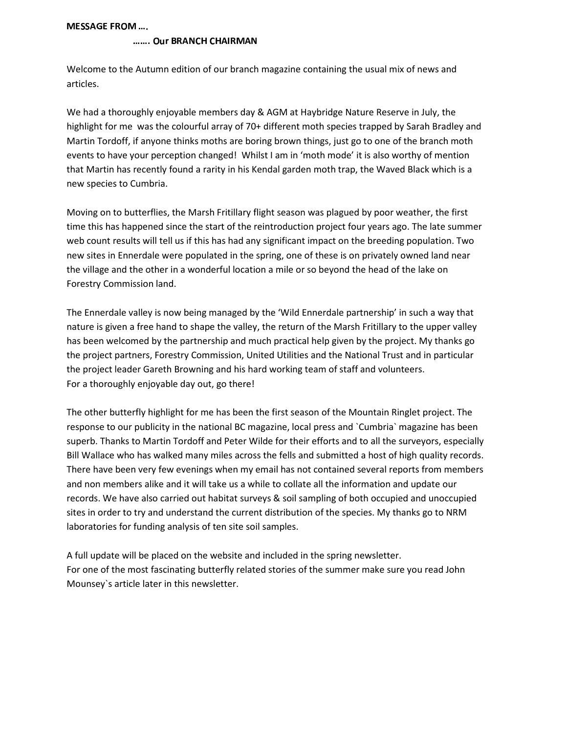**MESSAGE FROM ….**

**……. Our BRANCH CHAIRMAN**

Welcome to the Autumn edition of our branch magazine containing the usual mix of news and articles.

We had a thoroughly enjoyable members day & AGM at Haybridge Nature Reserve in July, the highlight for me was the colourful array of 70+ different moth species trapped by Sarah Bradley and Martin Tordoff, if anyone thinks moths are boring brown things, just go to one of the branch moth events to have your perception changed! Whilst I am in 'moth mode' it is also worthy of mention that Martin has recently found a rarity in his Kendal garden moth trap, the Waved Black which is a new species to Cumbria.

Moving on to butterflies, the Marsh Fritillary flight season was plagued by poor weather, the first time this has happened since the start of the reintroduction project four years ago. The late summer web count results will tell us if this has had any significant impact on the breeding population. Two new sites in Ennerdale were populated in the spring, one of these is on privately owned land near the village and the other in a wonderful location a mile or so beyond the head of the lake on Forestry Commission land.

The Ennerdale valley is now being managed by the 'Wild Ennerdale partnership' in such a way that nature is given a free hand to shape the valley, the return of the Marsh Fritillary to the upper valley has been welcomed by the partnership and much practical help given by the project. My thanks go the project partners, Forestry Commission, United Utilities and the National Trust and in particular the project leader Gareth Browning and his hard working team of staff and volunteers.
For a thoroughly enjoyable day out, go there!

The other butterfly highlight for me has been the first season of the Mountain Ringlet project. The response to our publicity in the national BC magazine, local press and `Cumbria` magazine has been superb. Thanks to Martin Tordoff and Peter Wilde for their efforts and to all the surveyors, especially Bill Wallace who has walked many miles across the fells and submitted a host of high quality records. There have been very few evenings when my email has not contained several reports from members and non members alike and it will take us a while to collate all the information and update our records. We have also carried out habitat surveys & soil sampling of both occupied and unoccupied sites in order to try and understand the current distribution of the species. My thanks go to NRM laboratories for funding analysis of ten site soil samples.

A full update will be placed on the website and included in the spring newsletter.
For one of the most fascinating butterfly related stories of the summer make sure you read John Mounsey`s article later in this newsletter.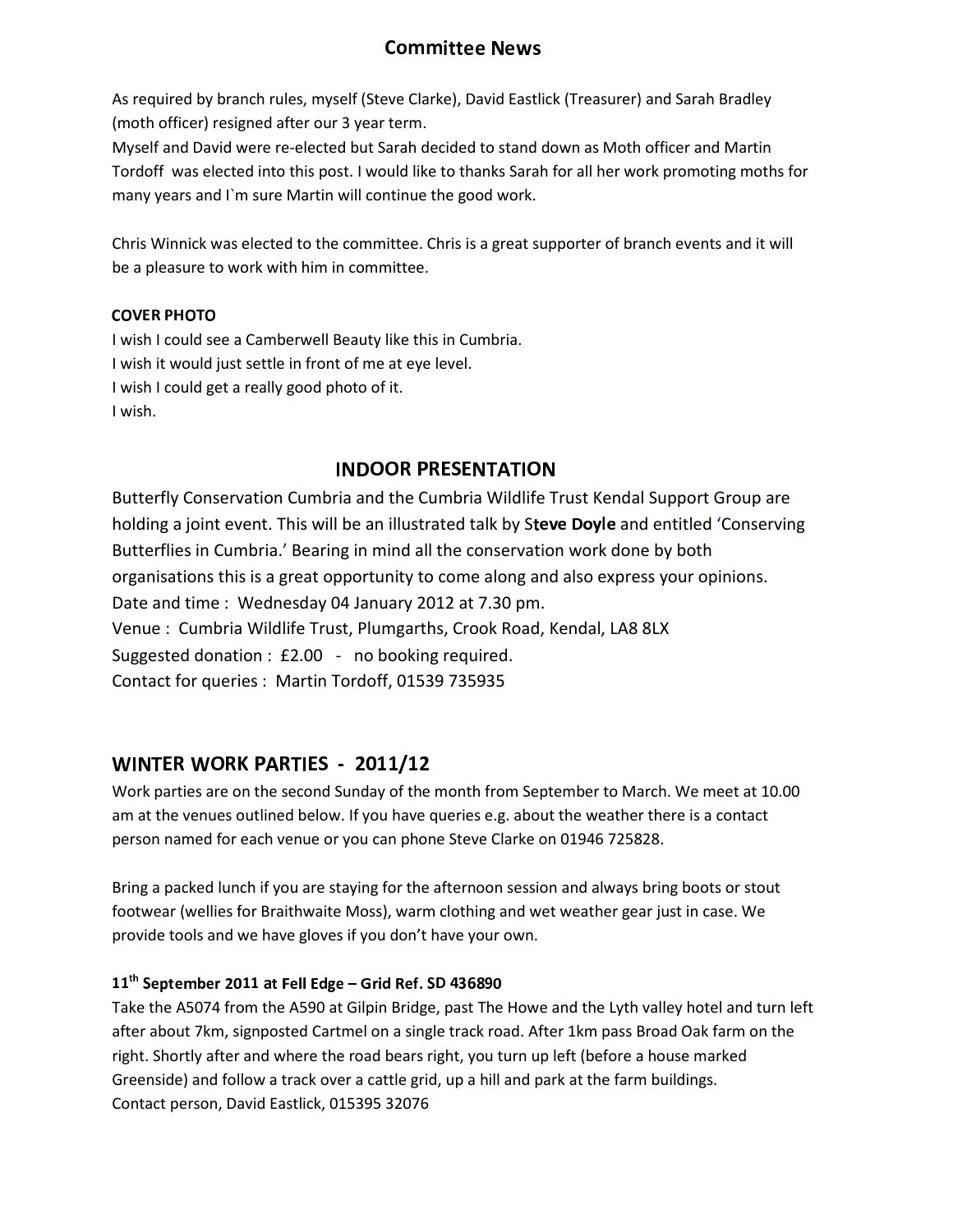## Committee News

As required by branch rules, myself (Steve Clarke), David Eastlick (Treasurer) and Sarah Bradley (moth officer) resigned after our 3 year term.
Myself and David were re-elected but Sarah decided to stand down as Moth officer and Martin Tordoff was elected into this post. I would like to thanks Sarah for all her work promoting moths for many years and I`m sure Martin will continue the good work.

Chris Winnick was elected to the committee. Chris is a great supporter of branch events and it will be a pleasure to work with him in committee.

### COVER PHOTO

I wish I could see a Camberwell Beauty like this in Cumbria.
I wish it would just settle in front of me at eye level.
I wish I could get a really good photo of it.
I wish.

## INDOOR PRESENTATION

Butterfly Conservation Cumbria and the Cumbria Wildlife Trust Kendal Support Group are holding a joint event. This will be an illustrated talk by S**teve Doyle** and entitled 'Conserving Butterflies in Cumbria.' Bearing in mind all the conservation work done by both organisations this is a great opportunity to come along and also express your opinions.
Date and time : Wednesday 04 January 2012 at 7.30 pm.
Venue : Cumbria Wildlife Trust, Plumgarths, Crook Road, Kendal, LA8 8LX
Suggested donation : £2.00 - no booking required.
Contact for queries : Martin Tordoff, 01539 735935

## WINTER WORK PARTIES - 2011/12

Work parties are on the second Sunday of the month from September to March. We meet at 10.00 am at the venues outlined below. If you have queries e.g. about the weather there is a contact person named for each venue or you can phone Steve Clarke on 01946 725828.

Bring a packed lunch if you are staying for the afternoon session and always bring boots or stout footwear (wellies for Braithwaite Moss), warm clothing and wet weather gear just in case. We provide tools and we have gloves if you don't have your own.

### 11th September 2011 at Fell Edge – Grid Ref. SD 436890

Take the A5074 from the A590 at Gilpin Bridge, past The Howe and the Lyth valley hotel and turn left after about 7km, signposted Cartmel on a single track road. After 1km pass Broad Oak farm on the right. Shortly after and where the road bears right, you turn up left (before a house marked Greenside) and follow a track over a cattle grid, up a hill and park at the farm buildings.
Contact person, David Eastlick, 015395 32076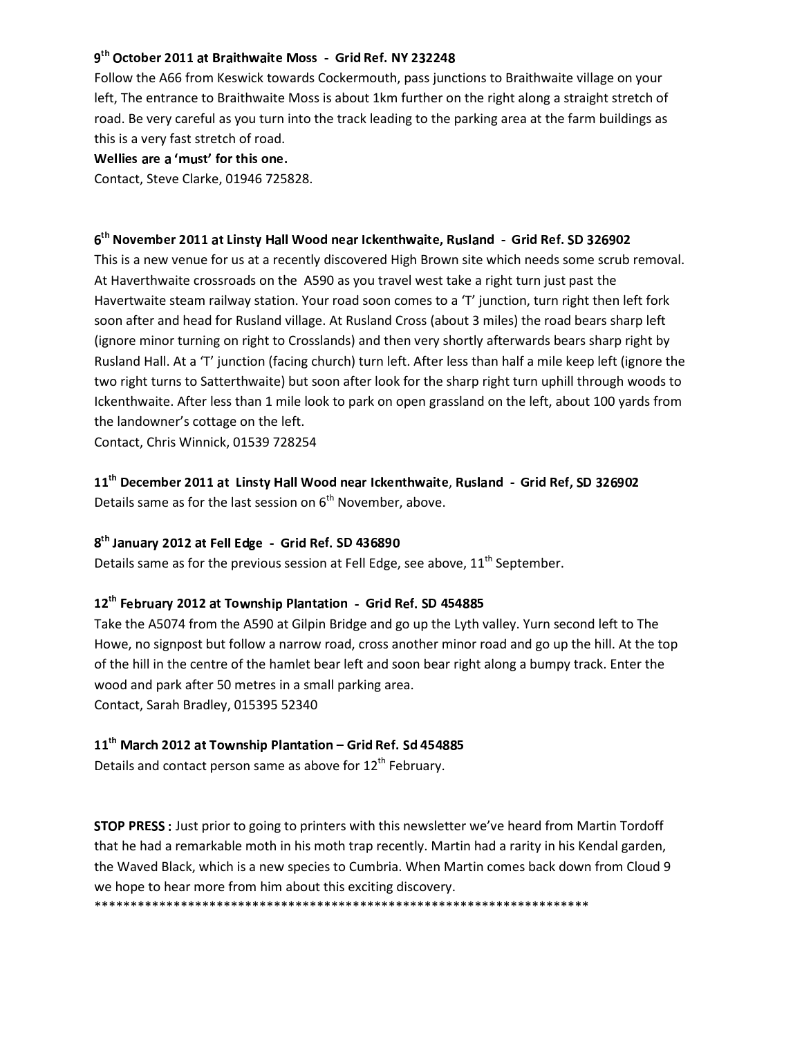**9th October 2011 at Braithwaite Moss - Grid Ref. NY 232248**

Follow the A66 from Keswick towards Cockermouth, pass junctions to Braithwaite village on your left, The entrance to Braithwaite Moss is about 1km further on the right along a straight stretch of road. Be very careful as you turn into the track leading to the parking area at the farm buildings as this is a very fast stretch of road.

**Wellies are a 'must' for this one.**

Contact, Steve Clarke, 01946 725828.

**6th November 2011 at Linsty Hall Wood near Ickenthwaite, Rusland - Grid Ref. SD 326902**

This is a new venue for us at a recently discovered High Brown site which needs some scrub removal. At Haverthwaite crossroads on the A590 as you travel west take a right turn just past the Havertwaite steam railway station. Your road soon comes to a 'T' junction, turn right then left fork soon after and head for Rusland village. At Rusland Cross (about 3 miles) the road bears sharp left (ignore minor turning on right to Crosslands) and then very shortly afterwards bears sharp right by Rusland Hall. At a 'T' junction (facing church) turn left. After less than half a mile keep left (ignore the two right turns to Satterthwaite) but soon after look for the sharp right turn uphill through woods to Ickenthwaite. After less than 1 mile look to park on open grassland on the left, about 100 yards from the landowner's cottage on the left.

Contact, Chris Winnick, 01539 728254

**11th December 2011 at Linsty Hall Wood near Ickenthwaite, Rusland - Grid Ref, SD 326902**

Details same as for the last session on 6th November, above.

**8th January 2012 at Fell Edge - Grid Ref. SD 436890**

Details same as for the previous session at Fell Edge, see above, 11th September.

**12th February 2012 at Township Plantation - Grid Ref. SD 454885**

Take the A5074 from the A590 at Gilpin Bridge and go up the Lyth valley. Yurn second left to The Howe, no signpost but follow a narrow road, cross another minor road and go up the hill. At the top of the hill in the centre of the hamlet bear left and soon bear right along a bumpy track. Enter the wood and park after 50 metres in a small parking area.

Contact, Sarah Bradley, 015395 52340

**11th March 2012 at Township Plantation – Grid Ref. Sd 454885**

Details and contact person same as above for 12th February.

**STOP PRESS :** Just prior to going to printers with this newsletter we've heard from Martin Tordoff that he had a remarkable moth in his moth trap recently. Martin had a rarity in his Kendal garden, the Waved Black, which is a new species to Cumbria. When Martin comes back down from Cloud 9 we hope to hear more from him about this exciting discovery.

*************************************************************************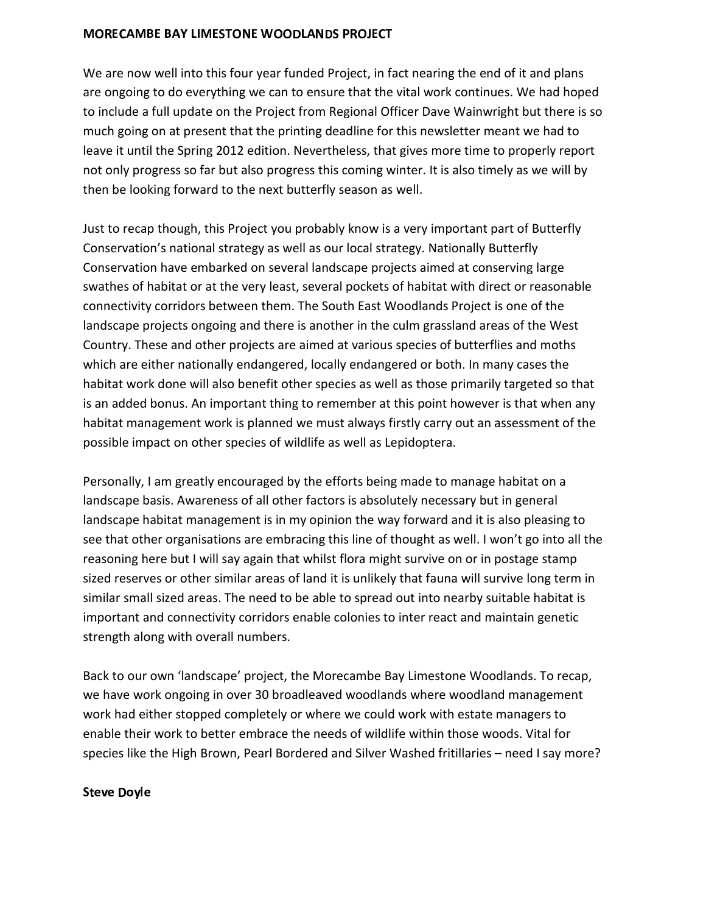## MORECAMBE BAY LIMESTONE WOODLANDS PROJECT

We are now well into this four year funded Project, in fact nearing the end of it and plans are ongoing to do everything we can to ensure that the vital work continues. We had hoped to include a full update on the Project from Regional Officer Dave Wainwright but there is so much going on at present that the printing deadline for this newsletter meant we had to leave it until the Spring 2012 edition. Nevertheless, that gives more time to properly report not only progress so far but also progress this coming winter. It is also timely as we will by then be looking forward to the next butterfly season as well.

Just to recap though, this Project you probably know is a very important part of Butterfly Conservation's national strategy as well as our local strategy. Nationally Butterfly Conservation have embarked on several landscape projects aimed at conserving large swathes of habitat or at the very least, several pockets of habitat with direct or reasonable connectivity corridors between them. The South East Woodlands Project is one of the landscape projects ongoing and there is another in the culm grassland areas of the West Country. These and other projects are aimed at various species of butterflies and moths which are either nationally endangered, locally endangered or both. In many cases the habitat work done will also benefit other species as well as those primarily targeted so that is an added bonus. An important thing to remember at this point however is that when any habitat management work is planned we must always firstly carry out an assessment of the possible impact on other species of wildlife as well as Lepidoptera.

Personally, I am greatly encouraged by the efforts being made to manage habitat on a landscape basis. Awareness of all other factors is absolutely necessary but in general landscape habitat management is in my opinion the way forward and it is also pleasing to see that other organisations are embracing this line of thought as well. I won't go into all the reasoning here but I will say again that whilst flora might survive on or in postage stamp sized reserves or other similar areas of land it is unlikely that fauna will survive long term in similar small sized areas. The need to be able to spread out into nearby suitable habitat is important and connectivity corridors enable colonies to inter react and maintain genetic strength along with overall numbers.

Back to our own 'landscape' project, the Morecambe Bay Limestone Woodlands. To recap, we have work ongoing in over 30 broadleaved woodlands where woodland management work had either stopped completely or where we could work with estate managers to enable their work to better embrace the needs of wildlife within those woods. Vital for species like the High Brown, Pearl Bordered and Silver Washed fritillaries – need I say more?

**Steve Doyle**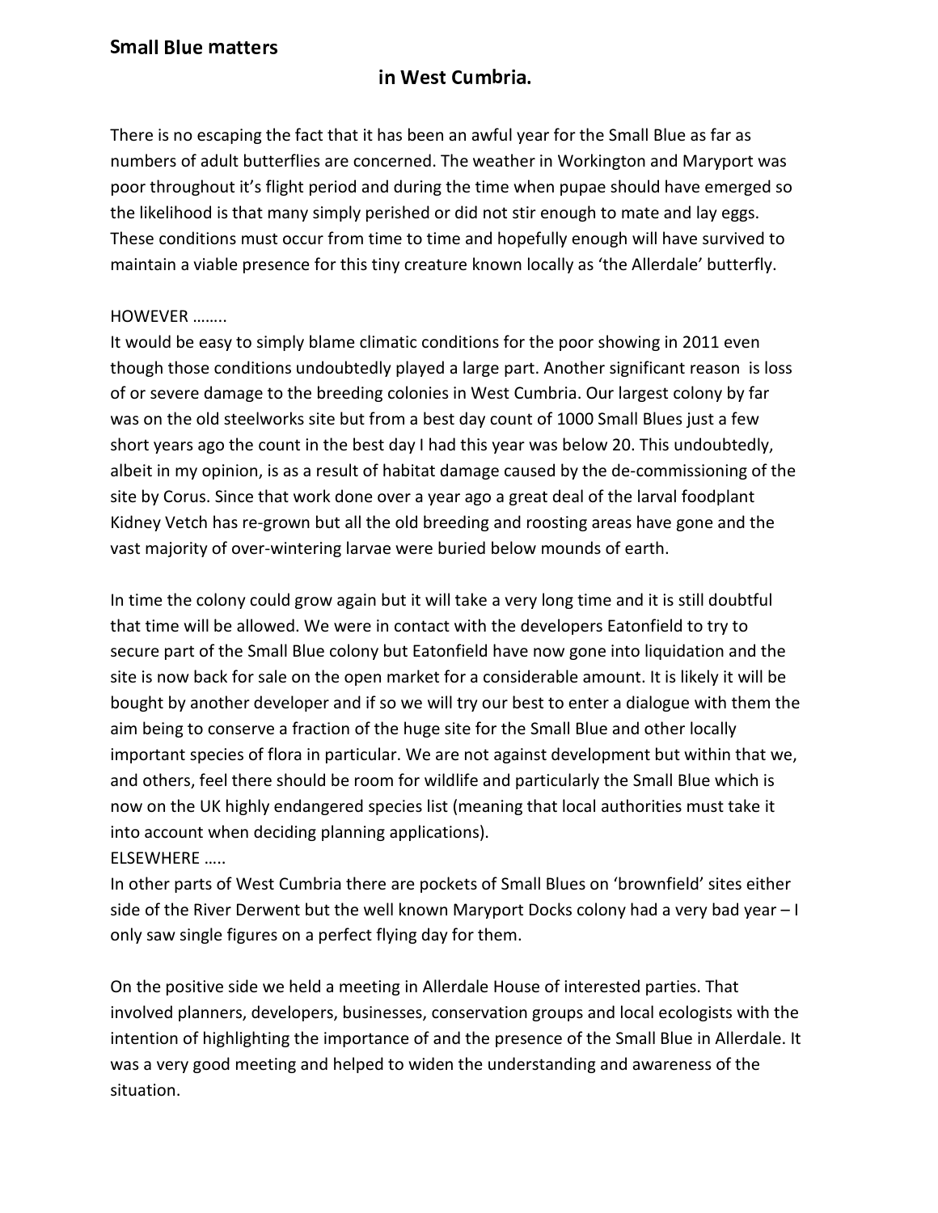## Small Blue matters

## in West Cumbria.

There is no escaping the fact that it has been an awful year for the Small Blue as far as numbers of adult butterflies are concerned. The weather in Workington and Maryport was poor throughout it's flight period and during the time when pupae should have emerged so the likelihood is that many simply perished or did not stir enough to mate and lay eggs. These conditions must occur from time to time and hopefully enough will have survived to maintain a viable presence for this tiny creature known locally as 'the Allerdale' butterfly.

HOWEVER ……..

It would be easy to simply blame climatic conditions for the poor showing in 2011 even though those conditions undoubtedly played a large part. Another significant reason is loss of or severe damage to the breeding colonies in West Cumbria. Our largest colony by far was on the old steelworks site but from a best day count of 1000 Small Blues just a few short years ago the count in the best day I had this year was below 20. This undoubtedly, albeit in my opinion, is as a result of habitat damage caused by the de-commissioning of the site by Corus. Since that work done over a year ago a great deal of the larval foodplant Kidney Vetch has re-grown but all the old breeding and roosting areas have gone and the vast majority of over-wintering larvae were buried below mounds of earth.

In time the colony could grow again but it will take a very long time and it is still doubtful that time will be allowed. We were in contact with the developers Eatonfield to try to secure part of the Small Blue colony but Eatonfield have now gone into liquidation and the site is now back for sale on the open market for a considerable amount. It is likely it will be bought by another developer and if so we will try our best to enter a dialogue with them the aim being to conserve a fraction of the huge site for the Small Blue and other locally important species of flora in particular. We are not against development but within that we, and others, feel there should be room for wildlife and particularly the Small Blue which is now on the UK highly endangered species list (meaning that local authorities must take it into account when deciding planning applications).

ELSEWHERE …..

In other parts of West Cumbria there are pockets of Small Blues on 'brownfield' sites either side of the River Derwent but the well known Maryport Docks colony had a very bad year – I only saw single figures on a perfect flying day for them.

On the positive side we held a meeting in Allerdale House of interested parties. That involved planners, developers, businesses, conservation groups and local ecologists with the intention of highlighting the importance of and the presence of the Small Blue in Allerdale. It was a very good meeting and helped to widen the understanding and awareness of the situation.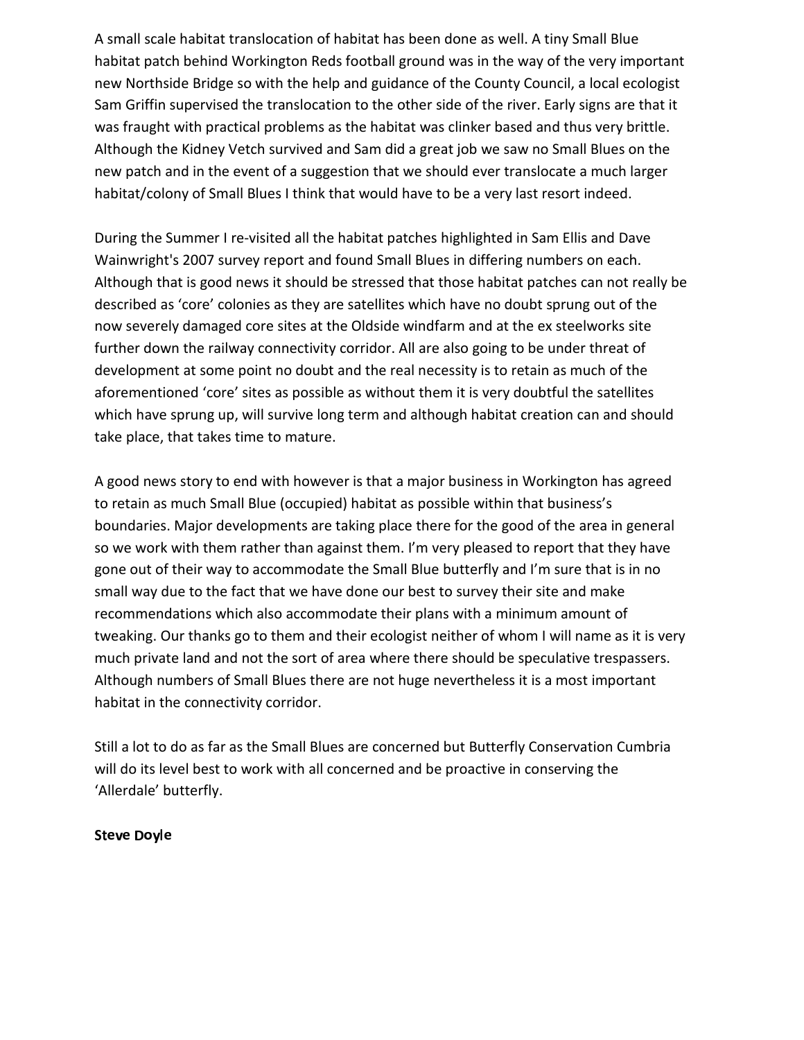A small scale habitat translocation of habitat has been done as well. A tiny Small Blue habitat patch behind Workington Reds football ground was in the way of the very important new Northside Bridge so with the help and guidance of the County Council, a local ecologist Sam Griffin supervised the translocation to the other side of the river. Early signs are that it was fraught with practical problems as the habitat was clinker based and thus very brittle. Although the Kidney Vetch survived and Sam did a great job we saw no Small Blues on the new patch and in the event of a suggestion that we should ever translocate a much larger habitat/colony of Small Blues I think that would have to be a very last resort indeed.

During the Summer I re-visited all the habitat patches highlighted in Sam Ellis and Dave Wainwright's 2007 survey report and found Small Blues in differing numbers on each. Although that is good news it should be stressed that those habitat patches can not really be described as 'core' colonies as they are satellites which have no doubt sprung out of the now severely damaged core sites at the Oldside windfarm and at the ex steelworks site further down the railway connectivity corridor. All are also going to be under threat of development at some point no doubt and the real necessity is to retain as much of the aforementioned 'core' sites as possible as without them it is very doubtful the satellites which have sprung up, will survive long term and although habitat creation can and should take place, that takes time to mature.

A good news story to end with however is that a major business in Workington has agreed to retain as much Small Blue (occupied) habitat as possible within that business's boundaries. Major developments are taking place there for the good of the area in general so we work with them rather than against them. I'm very pleased to report that they have gone out of their way to accommodate the Small Blue butterfly and I'm sure that is in no small way due to the fact that we have done our best to survey their site and make recommendations which also accommodate their plans with a minimum amount of tweaking. Our thanks go to them and their ecologist neither of whom I will name as it is very much private land and not the sort of area where there should be speculative trespassers. Although numbers of Small Blues there are not huge nevertheless it is a most important habitat in the connectivity corridor.

Still a lot to do as far as the Small Blues are concerned but Butterfly Conservation Cumbria will do its level best to work with all concerned and be proactive in conserving the 'Allerdale' butterfly.

**Steve Doyle**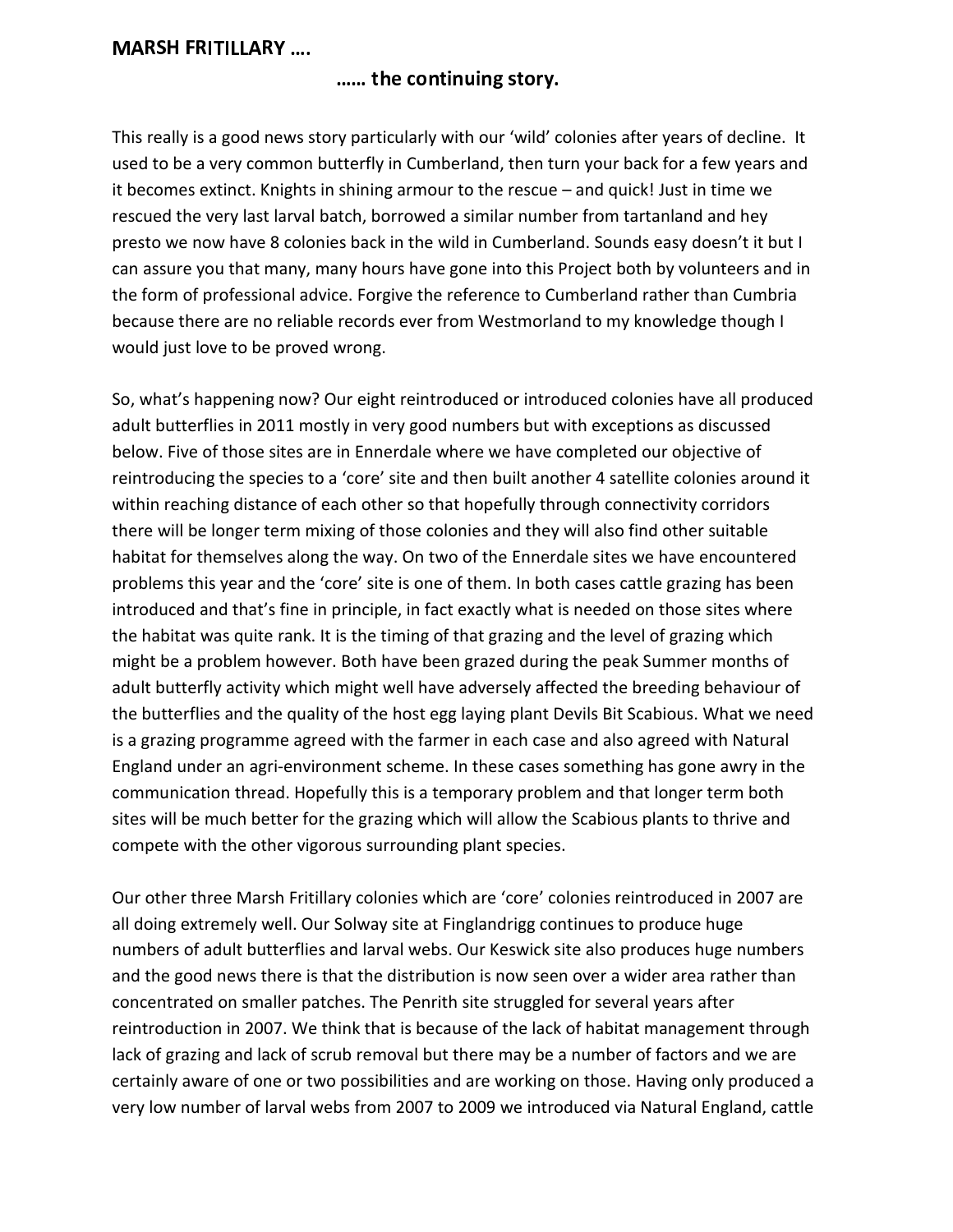## MARSH FRITILLARY ….

### …… the continuing story.

This really is a good news story particularly with our 'wild' colonies after years of decline. It used to be a very common butterfly in Cumberland, then turn your back for a few years and it becomes extinct. Knights in shining armour to the rescue – and quick! Just in time we rescued the very last larval batch, borrowed a similar number from tartanland and hey presto we now have 8 colonies back in the wild in Cumberland. Sounds easy doesn't it but I can assure you that many, many hours have gone into this Project both by volunteers and in the form of professional advice. Forgive the reference to Cumberland rather than Cumbria because there are no reliable records ever from Westmorland to my knowledge though I would just love to be proved wrong.

So, what's happening now? Our eight reintroduced or introduced colonies have all produced adult butterflies in 2011 mostly in very good numbers but with exceptions as discussed below. Five of those sites are in Ennerdale where we have completed our objective of reintroducing the species to a 'core' site and then built another 4 satellite colonies around it within reaching distance of each other so that hopefully through connectivity corridors there will be longer term mixing of those colonies and they will also find other suitable habitat for themselves along the way. On two of the Ennerdale sites we have encountered problems this year and the 'core' site is one of them. In both cases cattle grazing has been introduced and that's fine in principle, in fact exactly what is needed on those sites where the habitat was quite rank. It is the timing of that grazing and the level of grazing which might be a problem however. Both have been grazed during the peak Summer months of adult butterfly activity which might well have adversely affected the breeding behaviour of the butterflies and the quality of the host egg laying plant Devils Bit Scabious. What we need is a grazing programme agreed with the farmer in each case and also agreed with Natural England under an agri-environment scheme. In these cases something has gone awry in the communication thread. Hopefully this is a temporary problem and that longer term both sites will be much better for the grazing which will allow the Scabious plants to thrive and compete with the other vigorous surrounding plant species.

Our other three Marsh Fritillary colonies which are 'core' colonies reintroduced in 2007 are all doing extremely well. Our Solway site at Finglandrigg continues to produce huge numbers of adult butterflies and larval webs. Our Keswick site also produces huge numbers and the good news there is that the distribution is now seen over a wider area rather than concentrated on smaller patches. The Penrith site struggled for several years after reintroduction in 2007. We think that is because of the lack of habitat management through lack of grazing and lack of scrub removal but there may be a number of factors and we are certainly aware of one or two possibilities and are working on those. Having only produced a very low number of larval webs from 2007 to 2009 we introduced via Natural England, cattle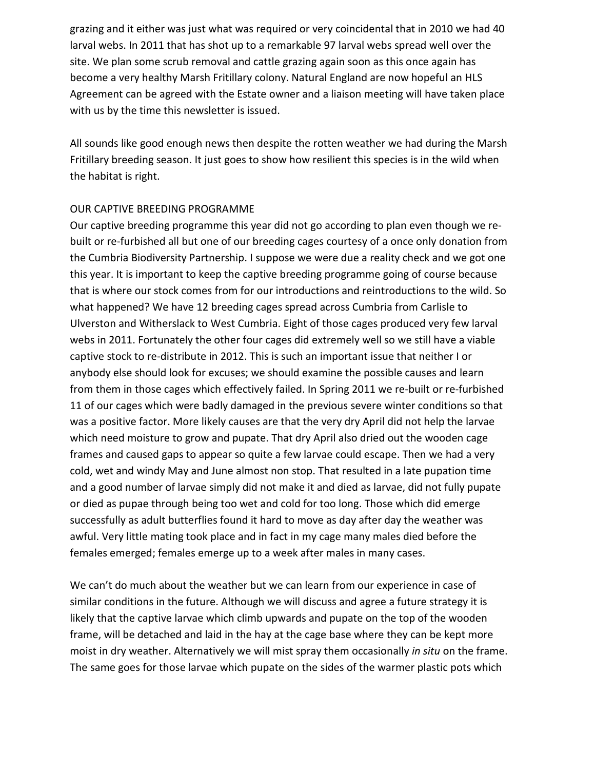grazing and it either was just what was required or very coincidental that in 2010 we had 40 larval webs. In 2011 that has shot up to a remarkable 97 larval webs spread well over the site. We plan some scrub removal and cattle grazing again soon as this once again has become a very healthy Marsh Fritillary colony. Natural England are now hopeful an HLS Agreement can be agreed with the Estate owner and a liaison meeting will have taken place with us by the time this newsletter is issued.

All sounds like good enough news then despite the rotten weather we had during the Marsh Fritillary breeding season. It just goes to show how resilient this species is in the wild when the habitat is right.

## OUR CAPTIVE BREEDING PROGRAMME

Our captive breeding programme this year did not go according to plan even though we re-built or re-furbished all but one of our breeding cages courtesy of a once only donation from the Cumbria Biodiversity Partnership. I suppose we were due a reality check and we got one this year. It is important to keep the captive breeding programme going of course because that is where our stock comes from for our introductions and reintroductions to the wild. So what happened? We have 12 breeding cages spread across Cumbria from Carlisle to Ulverston and Witherslack to West Cumbria. Eight of those cages produced very few larval webs in 2011. Fortunately the other four cages did extremely well so we still have a viable captive stock to re-distribute in 2012. This is such an important issue that neither I or anybody else should look for excuses; we should examine the possible causes and learn from them in those cages which effectively failed. In Spring 2011 we re-built or re-furbished 11 of our cages which were badly damaged in the previous severe winter conditions so that was a positive factor. More likely causes are that the very dry April did not help the larvae which need moisture to grow and pupate. That dry April also dried out the wooden cage frames and caused gaps to appear so quite a few larvae could escape. Then we had a very cold, wet and windy May and June almost non stop. That resulted in a late pupation time and a good number of larvae simply did not make it and died as larvae, did not fully pupate or died as pupae through being too wet and cold for too long. Those which did emerge successfully as adult butterflies found it hard to move as day after day the weather was awful. Very little mating took place and in fact in my cage many males died before the females emerged; females emerge up to a week after males in many cases.

We can't do much about the weather but we can learn from our experience in case of similar conditions in the future. Although we will discuss and agree a future strategy it is likely that the captive larvae which climb upwards and pupate on the top of the wooden frame, will be detached and laid in the hay at the cage base where they can be kept more moist in dry weather. Alternatively we will mist spray them occasionally *in situ* on the frame. The same goes for those larvae which pupate on the sides of the warmer plastic pots which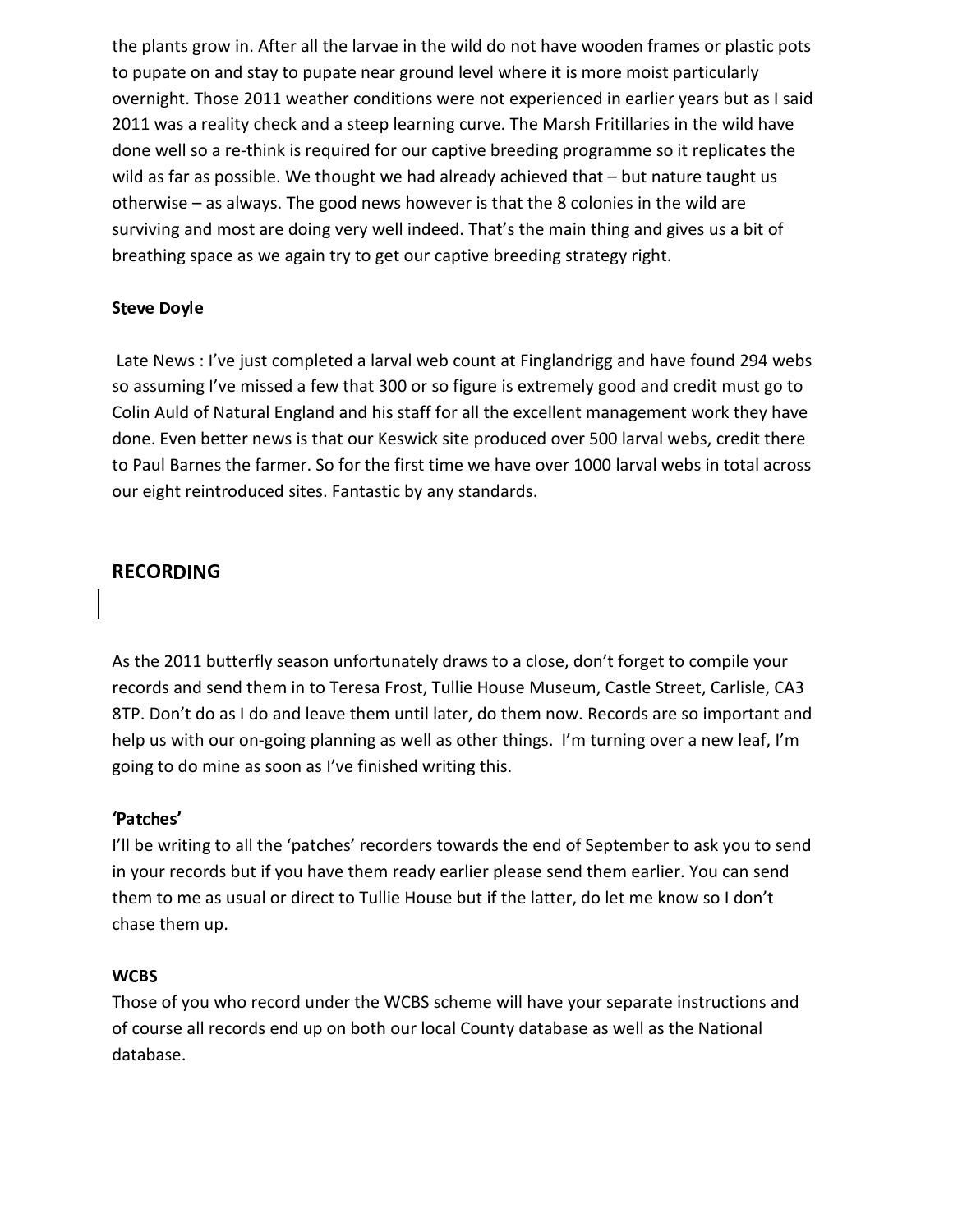the plants grow in. After all the larvae in the wild do not have wooden frames or plastic pots to pupate on and stay to pupate near ground level where it is more moist particularly overnight. Those 2011 weather conditions were not experienced in earlier years but as I said 2011 was a reality check and a steep learning curve. The Marsh Fritillaries in the wild have done well so a re-think is required for our captive breeding programme so it replicates the wild as far as possible. We thought we had already achieved that – but nature taught us otherwise – as always. The good news however is that the 8 colonies in the wild are surviving and most are doing very well indeed. That's the main thing and gives us a bit of breathing space as we again try to get our captive breeding strategy right.

**Steve Doyle**

Late News : I've just completed a larval web count at Finglandrigg and have found 294 webs so assuming I've missed a few that 300 or so figure is extremely good and credit must go to Colin Auld of Natural England and his staff for all the excellent management work they have done. Even better news is that our Keswick site produced over 500 larval webs, credit there to Paul Barnes the farmer. So for the first time we have over 1000 larval webs in total across our eight reintroduced sites. Fantastic by any standards.

## RECORDING

As the 2011 butterfly season unfortunately draws to a close, don't forget to compile your records and send them in to Teresa Frost, Tullie House Museum, Castle Street, Carlisle, CA3 8TP. Don't do as I do and leave them until later, do them now. Records are so important and help us with our on-going planning as well as other things. I'm turning over a new leaf, I'm going to do mine as soon as I've finished writing this.

### 'Patches'

I'll be writing to all the 'patches' recorders towards the end of September to ask you to send in your records but if you have them ready earlier please send them earlier. You can send them to me as usual or direct to Tullie House but if the latter, do let me know so I don't chase them up.

### WCBS

Those of you who record under the WCBS scheme will have your separate instructions and of course all records end up on both our local County database as well as the National database.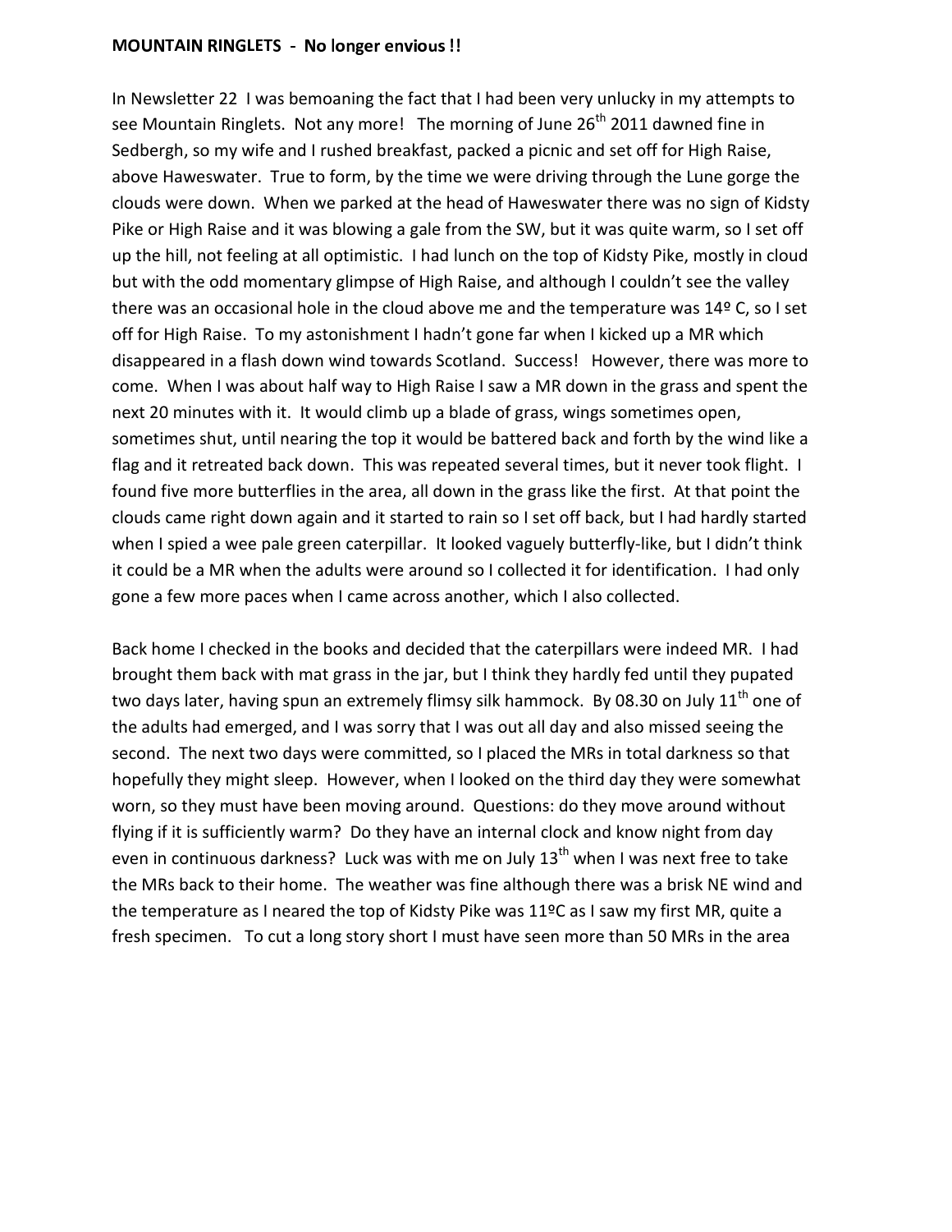**MOUNTAIN RINGLETS - No longer envious !!**

In Newsletter 22 I was bemoaning the fact that I had been very unlucky in my attempts to see Mountain Ringlets. Not any more! The morning of June 26th 2011 dawned fine in Sedbergh, so my wife and I rushed breakfast, packed a picnic and set off for High Raise, above Haweswater. True to form, by the time we were driving through the Lune gorge the clouds were down. When we parked at the head of Haweswater there was no sign of Kidsty Pike or High Raise and it was blowing a gale from the SW, but it was quite warm, so I set off up the hill, not feeling at all optimistic. I had lunch on the top of Kidsty Pike, mostly in cloud but with the odd momentary glimpse of High Raise, and although I couldn't see the valley there was an occasional hole in the cloud above me and the temperature was 14º C, so I set off for High Raise. To my astonishment I hadn't gone far when I kicked up a MR which disappeared in a flash down wind towards Scotland. Success! However, there was more to come. When I was about half way to High Raise I saw a MR down in the grass and spent the next 20 minutes with it. It would climb up a blade of grass, wings sometimes open, sometimes shut, until nearing the top it would be battered back and forth by the wind like a flag and it retreated back down. This was repeated several times, but it never took flight. I found five more butterflies in the area, all down in the grass like the first. At that point the clouds came right down again and it started to rain so I set off back, but I had hardly started when I spied a wee pale green caterpillar. It looked vaguely butterfly-like, but I didn't think it could be a MR when the adults were around so I collected it for identification. I had only gone a few more paces when I came across another, which I also collected.

Back home I checked in the books and decided that the caterpillars were indeed MR. I had brought them back with mat grass in the jar, but I think they hardly fed until they pupated two days later, having spun an extremely flimsy silk hammock. By 08.30 on July 11th one of the adults had emerged, and I was sorry that I was out all day and also missed seeing the second. The next two days were committed, so I placed the MRs in total darkness so that hopefully they might sleep. However, when I looked on the third day they were somewhat worn, so they must have been moving around. Questions: do they move around without flying if it is sufficiently warm? Do they have an internal clock and know night from day even in continuous darkness? Luck was with me on July 13th when I was next free to take the MRs back to their home. The weather was fine although there was a brisk NE wind and the temperature as I neared the top of Kidsty Pike was 11ºC as I saw my first MR, quite a fresh specimen. To cut a long story short I must have seen more than 50 MRs in the area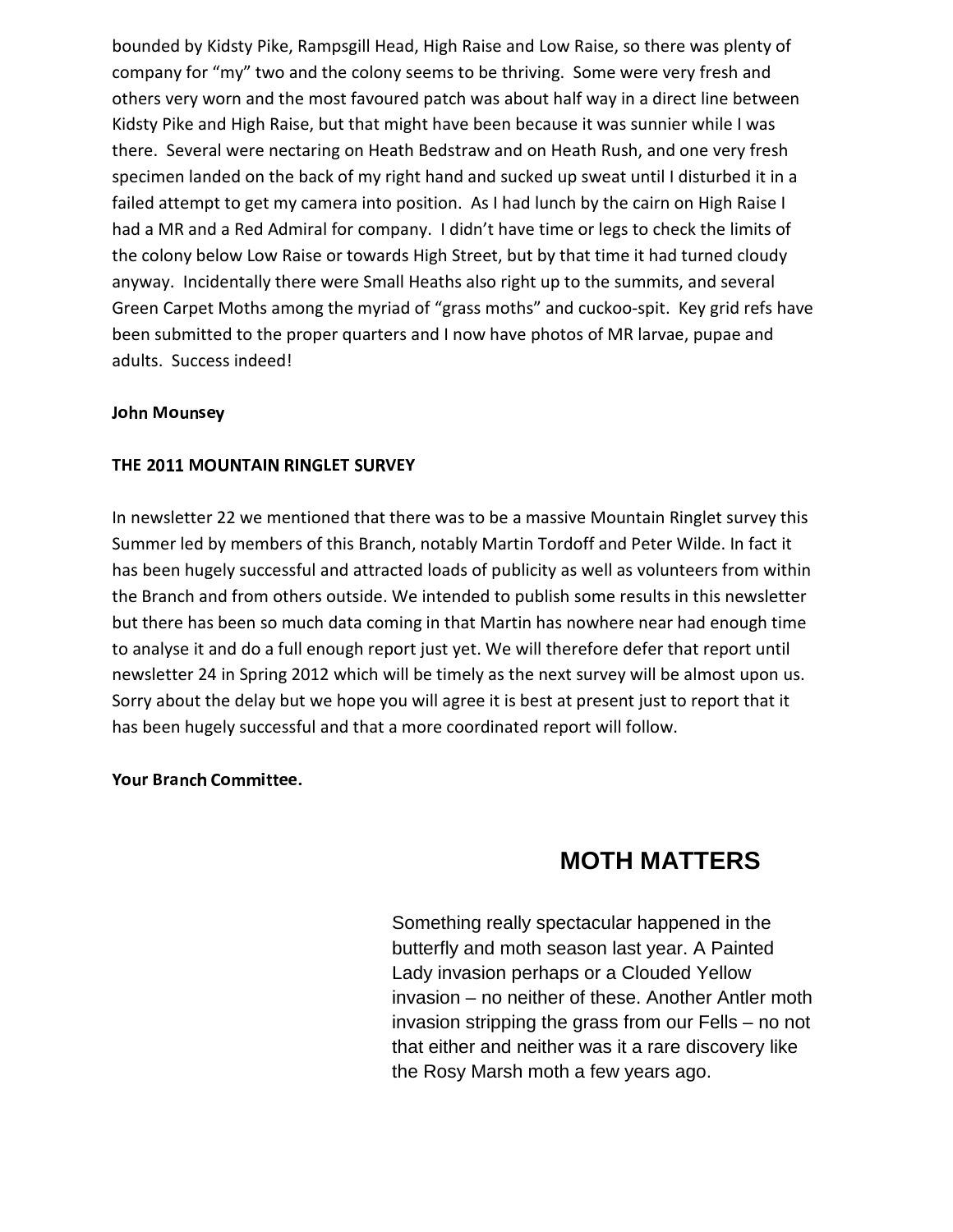bounded by Kidsty Pike, Rampsgill Head, High Raise and Low Raise, so there was plenty of company for "my" two and the colony seems to be thriving. Some were very fresh and others very worn and the most favoured patch was about half way in a direct line between Kidsty Pike and High Raise, but that might have been because it was sunnier while I was there. Several were nectaring on Heath Bedstraw and on Heath Rush, and one very fresh specimen landed on the back of my right hand and sucked up sweat until I disturbed it in a failed attempt to get my camera into position. As I had lunch by the cairn on High Raise I had a MR and a Red Admiral for company. I didn't have time or legs to check the limits of the colony below Low Raise or towards High Street, but by that time it had turned cloudy anyway. Incidentally there were Small Heaths also right up to the summits, and several Green Carpet Moths among the myriad of "grass moths" and cuckoo-spit. Key grid refs have been submitted to the proper quarters and I now have photos of MR larvae, pupae and adults. Success indeed!

**John Mounsey**

**THE 2011 MOUNTAIN RINGLET SURVEY**

In newsletter 22 we mentioned that there was to be a massive Mountain Ringlet survey this Summer led by members of this Branch, notably Martin Tordoff and Peter Wilde. In fact it has been hugely successful and attracted loads of publicity as well as volunteers from within the Branch and from others outside. We intended to publish some results in this newsletter but there has been so much data coming in that Martin has nowhere near had enough time to analyse it and do a full enough report just yet. We will therefore defer that report until newsletter 24 in Spring 2012 which will be timely as the next survey will be almost upon us. Sorry about the delay but we hope you will agree it is best at present just to report that it has been hugely successful and that a more coordinated report will follow.

**Your Branch Committee.**

# MOTH MATTERS

Something really spectacular happened in the butterfly and moth season last year. A Painted Lady invasion perhaps or a Clouded Yellow invasion – no neither of these. Another Antler moth invasion stripping the grass from our Fells – no not that either and neither was it a rare discovery like the Rosy Marsh moth a few years ago.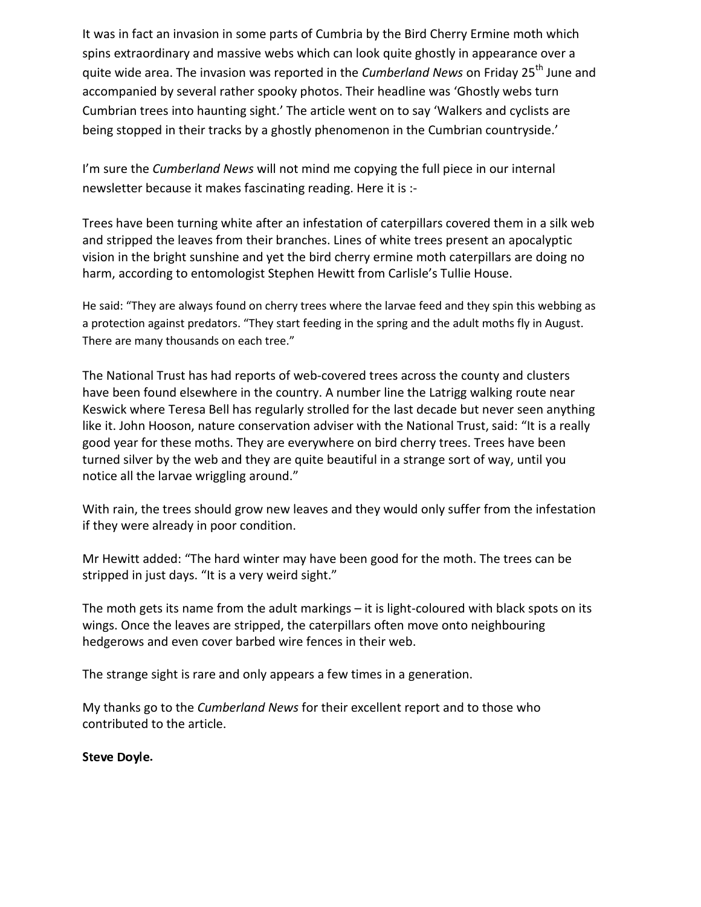It was in fact an invasion in some parts of Cumbria by the Bird Cherry Ermine moth which spins extraordinary and massive webs which can look quite ghostly in appearance over a quite wide area. The invasion was reported in the *Cumberland News* on Friday 25th June and accompanied by several rather spooky photos. Their headline was 'Ghostly webs turn Cumbrian trees into haunting sight.' The article went on to say 'Walkers and cyclists are being stopped in their tracks by a ghostly phenomenon in the Cumbrian countryside.'

I'm sure the *Cumberland News* will not mind me copying the full piece in our internal newsletter because it makes fascinating reading. Here it is :-

Trees have been turning white after an infestation of caterpillars covered them in a silk web and stripped the leaves from their branches. Lines of white trees present an apocalyptic vision in the bright sunshine and yet the bird cherry ermine moth caterpillars are doing no harm, according to entomologist Stephen Hewitt from Carlisle's Tullie House.

He said: "They are always found on cherry trees where the larvae feed and they spin this webbing as a protection against predators. "They start feeding in the spring and the adult moths fly in August. There are many thousands on each tree."

The National Trust has had reports of web-covered trees across the county and clusters have been found elsewhere in the country. A number line the Latrigg walking route near Keswick where Teresa Bell has regularly strolled for the last decade but never seen anything like it. John Hooson, nature conservation adviser with the National Trust, said: "It is a really good year for these moths. They are everywhere on bird cherry trees. Trees have been turned silver by the web and they are quite beautiful in a strange sort of way, until you notice all the larvae wriggling around."

With rain, the trees should grow new leaves and they would only suffer from the infestation if they were already in poor condition.

Mr Hewitt added: "The hard winter may have been good for the moth. The trees can be stripped in just days. "It is a very weird sight."

The moth gets its name from the adult markings – it is light-coloured with black spots on its wings. Once the leaves are stripped, the caterpillars often move onto neighbouring hedgerows and even cover barbed wire fences in their web.

The strange sight is rare and only appears a few times in a generation.

My thanks go to the *Cumberland News* for their excellent report and to those who contributed to the article.

**Steve Doyle.**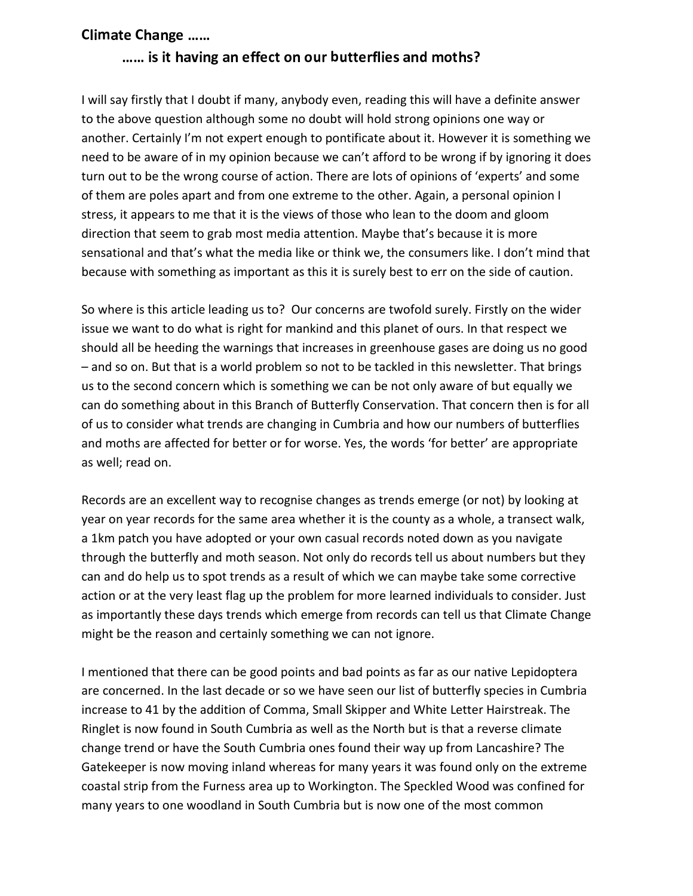## Climate Change ……

### …… is it having an effect on our butterflies and moths?

I will say firstly that I doubt if many, anybody even, reading this will have a definite answer to the above question although some no doubt will hold strong opinions one way or another. Certainly I'm not expert enough to pontificate about it. However it is something we need to be aware of in my opinion because we can't afford to be wrong if by ignoring it does turn out to be the wrong course of action. There are lots of opinions of 'experts' and some of them are poles apart and from one extreme to the other. Again, a personal opinion I stress, it appears to me that it is the views of those who lean to the doom and gloom direction that seem to grab most media attention. Maybe that's because it is more sensational and that's what the media like or think we, the consumers like. I don't mind that because with something as important as this it is surely best to err on the side of caution.

So where is this article leading us to? Our concerns are twofold surely. Firstly on the wider issue we want to do what is right for mankind and this planet of ours. In that respect we should all be heeding the warnings that increases in greenhouse gases are doing us no good – and so on. But that is a world problem so not to be tackled in this newsletter. That brings us to the second concern which is something we can be not only aware of but equally we can do something about in this Branch of Butterfly Conservation. That concern then is for all of us to consider what trends are changing in Cumbria and how our numbers of butterflies and moths are affected for better or for worse. Yes, the words 'for better' are appropriate as well; read on.

Records are an excellent way to recognise changes as trends emerge (or not) by looking at year on year records for the same area whether it is the county as a whole, a transect walk, a 1km patch you have adopted or your own casual records noted down as you navigate through the butterfly and moth season. Not only do records tell us about numbers but they can and do help us to spot trends as a result of which we can maybe take some corrective action or at the very least flag up the problem for more learned individuals to consider. Just as importantly these days trends which emerge from records can tell us that Climate Change might be the reason and certainly something we can not ignore.

I mentioned that there can be good points and bad points as far as our native Lepidoptera are concerned. In the last decade or so we have seen our list of butterfly species in Cumbria increase to 41 by the addition of Comma, Small Skipper and White Letter Hairstreak. The Ringlet is now found in South Cumbria as well as the North but is that a reverse climate change trend or have the South Cumbria ones found their way up from Lancashire? The Gatekeeper is now moving inland whereas for many years it was found only on the extreme coastal strip from the Furness area up to Workington. The Speckled Wood was confined for many years to one woodland in South Cumbria but is now one of the most common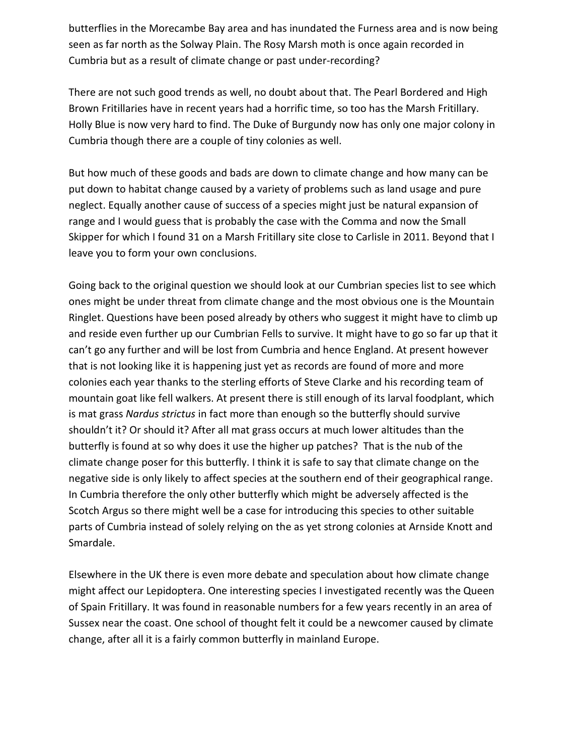butterflies in the Morecambe Bay area and has inundated the Furness area and is now being seen as far north as the Solway Plain. The Rosy Marsh moth is once again recorded in Cumbria but as a result of climate change or past under-recording?

There are not such good trends as well, no doubt about that. The Pearl Bordered and High Brown Fritillaries have in recent years had a horrific time, so too has the Marsh Fritillary. Holly Blue is now very hard to find. The Duke of Burgundy now has only one major colony in Cumbria though there are a couple of tiny colonies as well.

But how much of these goods and bads are down to climate change and how many can be put down to habitat change caused by a variety of problems such as land usage and pure neglect. Equally another cause of success of a species might just be natural expansion of range and I would guess that is probably the case with the Comma and now the Small Skipper for which I found 31 on a Marsh Fritillary site close to Carlisle in 2011. Beyond that I leave you to form your own conclusions.

Going back to the original question we should look at our Cumbrian species list to see which ones might be under threat from climate change and the most obvious one is the Mountain Ringlet. Questions have been posed already by others who suggest it might have to climb up and reside even further up our Cumbrian Fells to survive. It might have to go so far up that it can't go any further and will be lost from Cumbria and hence England. At present however that is not looking like it is happening just yet as records are found of more and more colonies each year thanks to the sterling efforts of Steve Clarke and his recording team of mountain goat like fell walkers. At present there is still enough of its larval foodplant, which is mat grass *Nardus strictus* in fact more than enough so the butterfly should survive shouldn't it? Or should it? After all mat grass occurs at much lower altitudes than the butterfly is found at so why does it use the higher up patches? That is the nub of the climate change poser for this butterfly. I think it is safe to say that climate change on the negative side is only likely to affect species at the southern end of their geographical range. In Cumbria therefore the only other butterfly which might be adversely affected is the Scotch Argus so there might well be a case for introducing this species to other suitable parts of Cumbria instead of solely relying on the as yet strong colonies at Arnside Knott and Smardale.

Elsewhere in the UK there is even more debate and speculation about how climate change might affect our Lepidoptera. One interesting species I investigated recently was the Queen of Spain Fritillary. It was found in reasonable numbers for a few years recently in an area of Sussex near the coast. One school of thought felt it could be a newcomer caused by climate change, after all it is a fairly common butterfly in mainland Europe.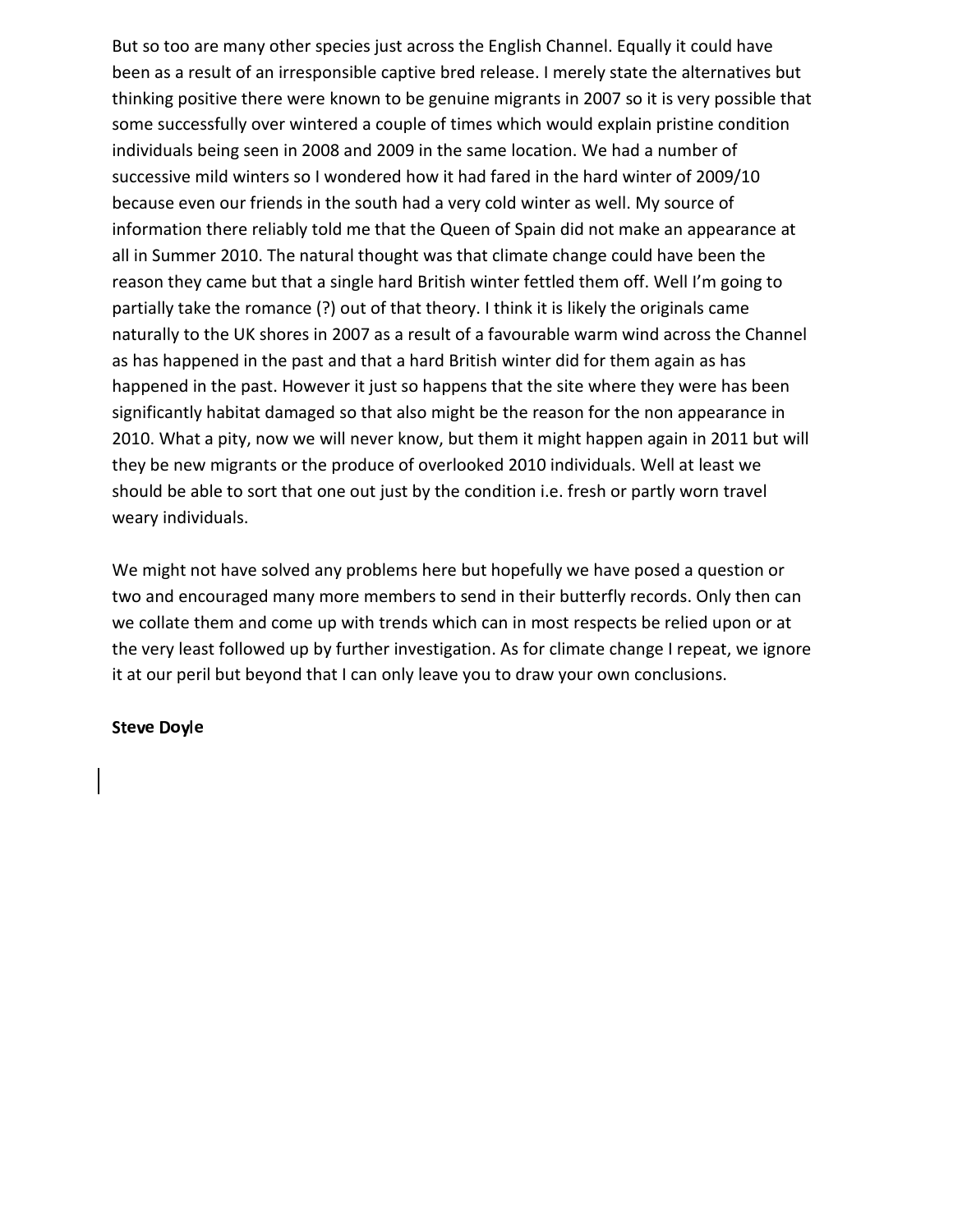But so too are many other species just across the English Channel. Equally it could have been as a result of an irresponsible captive bred release. I merely state the alternatives but thinking positive there were known to be genuine migrants in 2007 so it is very possible that some successfully over wintered a couple of times which would explain pristine condition individuals being seen in 2008 and 2009 in the same location. We had a number of successive mild winters so I wondered how it had fared in the hard winter of 2009/10 because even our friends in the south had a very cold winter as well. My source of information there reliably told me that the Queen of Spain did not make an appearance at all in Summer 2010. The natural thought was that climate change could have been the reason they came but that a single hard British winter fettled them off. Well I'm going to partially take the romance (?) out of that theory. I think it is likely the originals came naturally to the UK shores in 2007 as a result of a favourable warm wind across the Channel as has happened in the past and that a hard British winter did for them again as has happened in the past. However it just so happens that the site where they were has been significantly habitat damaged so that also might be the reason for the non appearance in 2010. What a pity, now we will never know, but them it might happen again in 2011 but will they be new migrants or the produce of overlooked 2010 individuals. Well at least we should be able to sort that one out just by the condition i.e. fresh or partly worn travel weary individuals.

We might not have solved any problems here but hopefully we have posed a question or two and encouraged many more members to send in their butterfly records. Only then can we collate them and come up with trends which can in most respects be relied upon or at the very least followed up by further investigation. As for climate change I repeat, we ignore it at our peril but beyond that I can only leave you to draw your own conclusions.

**Steve Doyle**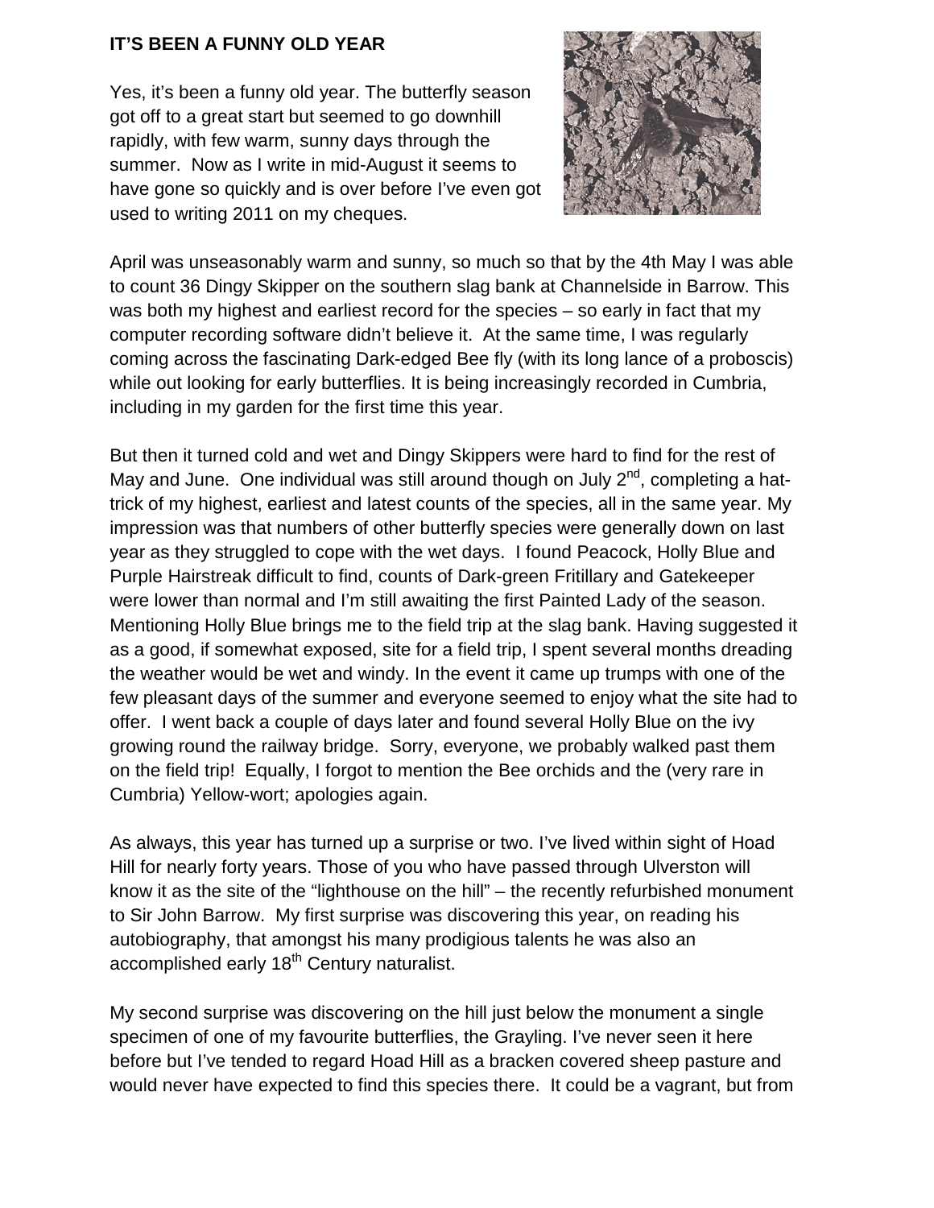**IT'S BEEN A FUNNY OLD YEAR**

Yes, it's been a funny old year. The butterfly season got off to a great start but seemed to go downhill rapidly, with few warm, sunny days through the summer. Now as I write in mid-August it seems to have gone so quickly and is over before I've even got used to writing 2011 on my cheques.

April was unseasonably warm and sunny, so much so that by the 4th May I was able to count 36 Dingy Skipper on the southern slag bank at Channelside in Barrow. This was both my highest and earliest record for the species – so early in fact that my computer recording software didn't believe it. At the same time, I was regularly coming across the fascinating Dark-edged Bee fly (with its long lance of a proboscis) while out looking for early butterflies. It is being increasingly recorded in Cumbria, including in my garden for the first time this year.

But then it turned cold and wet and Dingy Skippers were hard to find for the rest of May and June. One individual was still around though on July 2nd, completing a hat-trick of my highest, earliest and latest counts of the species, all in the same year. My impression was that numbers of other butterfly species were generally down on last year as they struggled to cope with the wet days. I found Peacock, Holly Blue and Purple Hairstreak difficult to find, counts of Dark-green Fritillary and Gatekeeper were lower than normal and I'm still awaiting the first Painted Lady of the season. Mentioning Holly Blue brings me to the field trip at the slag bank. Having suggested it as a good, if somewhat exposed, site for a field trip, I spent several months dreading the weather would be wet and windy. In the event it came up trumps with one of the few pleasant days of the summer and everyone seemed to enjoy what the site had to offer. I went back a couple of days later and found several Holly Blue on the ivy growing round the railway bridge. Sorry, everyone, we probably walked past them on the field trip! Equally, I forgot to mention the Bee orchids and the (very rare in Cumbria) Yellow-wort; apologies again.

As always, this year has turned up a surprise or two. I've lived within sight of Hoad Hill for nearly forty years. Those of you who have passed through Ulverston will know it as the site of the "lighthouse on the hill" – the recently refurbished monument to Sir John Barrow. My first surprise was discovering this year, on reading his autobiography, that amongst his many prodigious talents he was also an accomplished early 18th Century naturalist.

My second surprise was discovering on the hill just below the monument a single specimen of one of my favourite butterflies, the Grayling. I've never seen it here before but I've tended to regard Hoad Hill as a bracken covered sheep pasture and would never have expected to find this species there. It could be a vagrant, but from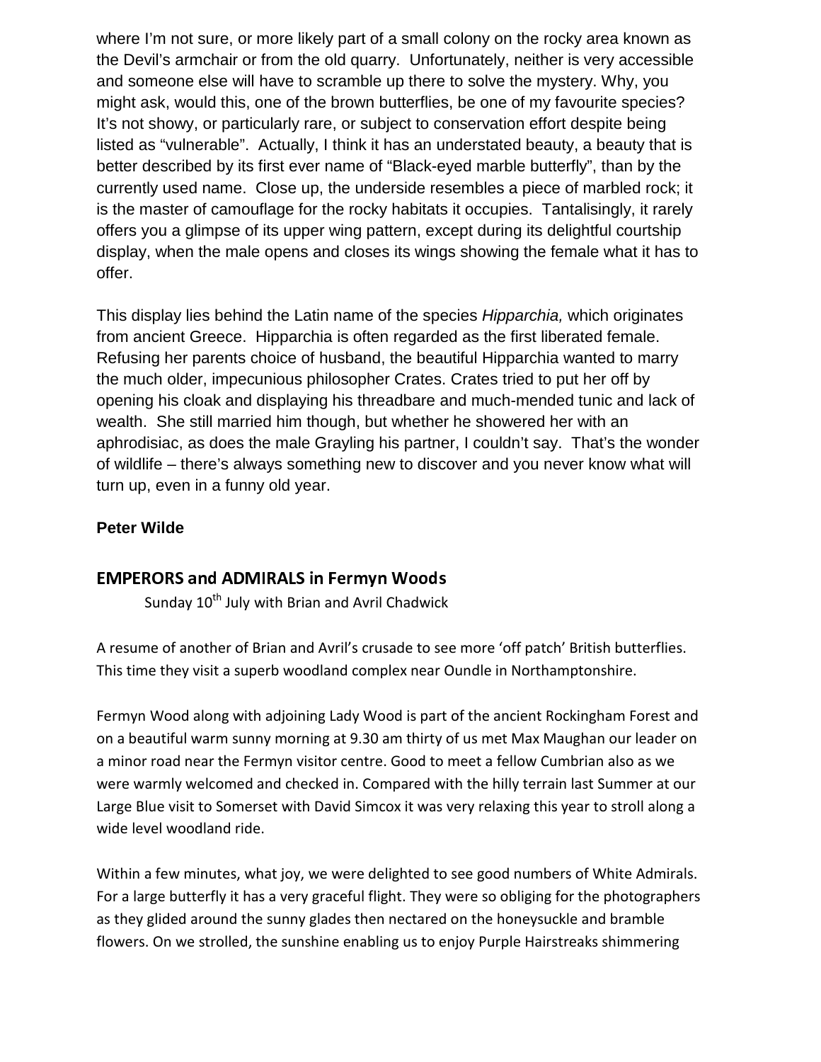where I'm not sure, or more likely part of a small colony on the rocky area known as the Devil's armchair or from the old quarry. Unfortunately, neither is very accessible and someone else will have to scramble up there to solve the mystery. Why, you might ask, would this, one of the brown butterflies, be one of my favourite species? It's not showy, or particularly rare, or subject to conservation effort despite being listed as "vulnerable". Actually, I think it has an understated beauty, a beauty that is better described by its first ever name of "Black-eyed marble butterfly", than by the currently used name. Close up, the underside resembles a piece of marbled rock; it is the master of camouflage for the rocky habitats it occupies. Tantalisingly, it rarely offers you a glimpse of its upper wing pattern, except during its delightful courtship display, when the male opens and closes its wings showing the female what it has to offer.

This display lies behind the Latin name of the species *Hipparchia,* which originates from ancient Greece. Hipparchia is often regarded as the first liberated female. Refusing her parents choice of husband, the beautiful Hipparchia wanted to marry the much older, impecunious philosopher Crates. Crates tried to put her off by opening his cloak and displaying his threadbare and much-mended tunic and lack of wealth. She still married him though, but whether he showered her with an aphrodisiac, as does the male Grayling his partner, I couldn't say. That's the wonder of wildlife – there's always something new to discover and you never know what will turn up, even in a funny old year.

**Peter Wilde**

## EMPERORS and ADMIRALS in Fermyn Woods

Sunday 10th July with Brian and Avril Chadwick

A resume of another of Brian and Avril's crusade to see more 'off patch' British butterflies. This time they visit a superb woodland complex near Oundle in Northamptonshire.

Fermyn Wood along with adjoining Lady Wood is part of the ancient Rockingham Forest and on a beautiful warm sunny morning at 9.30 am thirty of us met Max Maughan our leader on a minor road near the Fermyn visitor centre. Good to meet a fellow Cumbrian also as we were warmly welcomed and checked in. Compared with the hilly terrain last Summer at our Large Blue visit to Somerset with David Simcox it was very relaxing this year to stroll along a wide level woodland ride.

Within a few minutes, what joy, we were delighted to see good numbers of White Admirals. For a large butterfly it has a very graceful flight. They were so obliging for the photographers as they glided around the sunny glades then nectared on the honeysuckle and bramble flowers. On we strolled, the sunshine enabling us to enjoy Purple Hairstreaks shimmering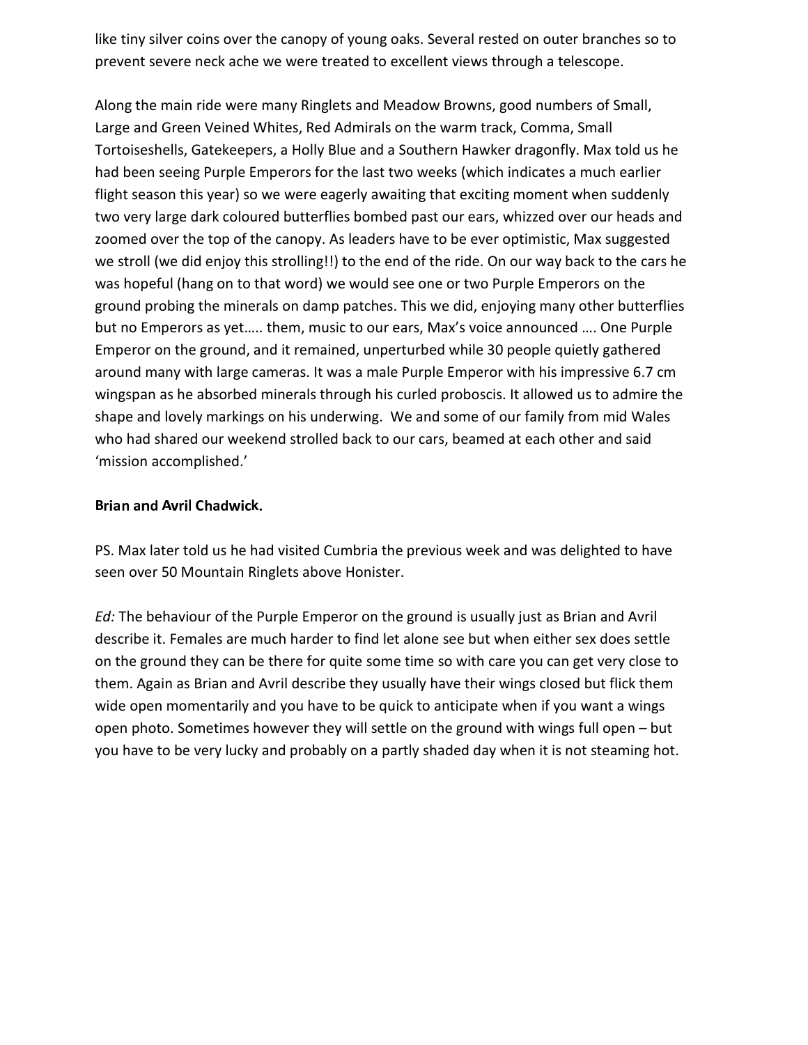like tiny silver coins over the canopy of young oaks. Several rested on outer branches so to prevent severe neck ache we were treated to excellent views through a telescope.

Along the main ride were many Ringlets and Meadow Browns, good numbers of Small, Large and Green Veined Whites, Red Admirals on the warm track, Comma, Small Tortoiseshells, Gatekeepers, a Holly Blue and a Southern Hawker dragonfly. Max told us he had been seeing Purple Emperors for the last two weeks (which indicates a much earlier flight season this year) so we were eagerly awaiting that exciting moment when suddenly two very large dark coloured butterflies bombed past our ears, whizzed over our heads and zoomed over the top of the canopy. As leaders have to be ever optimistic, Max suggested we stroll (we did enjoy this strolling!!) to the end of the ride. On our way back to the cars he was hopeful (hang on to that word) we would see one or two Purple Emperors on the ground probing the minerals on damp patches. This we did, enjoying many other butterflies but no Emperors as yet….. them, music to our ears, Max's voice announced …. One Purple Emperor on the ground, and it remained, unperturbed while 30 people quietly gathered around many with large cameras. It was a male Purple Emperor with his impressive 6.7 cm wingspan as he absorbed minerals through his curled proboscis. It allowed us to admire the shape and lovely markings on his underwing. We and some of our family from mid Wales who had shared our weekend strolled back to our cars, beamed at each other and said 'mission accomplished.'

**Brian and Avril Chadwick.**

PS. Max later told us he had visited Cumbria the previous week and was delighted to have seen over 50 Mountain Ringlets above Honister.

*Ed:* The behaviour of the Purple Emperor on the ground is usually just as Brian and Avril describe it. Females are much harder to find let alone see but when either sex does settle on the ground they can be there for quite some time so with care you can get very close to them. Again as Brian and Avril describe they usually have their wings closed but flick them wide open momentarily and you have to be quick to anticipate when if you want a wings open photo. Sometimes however they will settle on the ground with wings full open – but you have to be very lucky and probably on a partly shaded day when it is not steaming hot.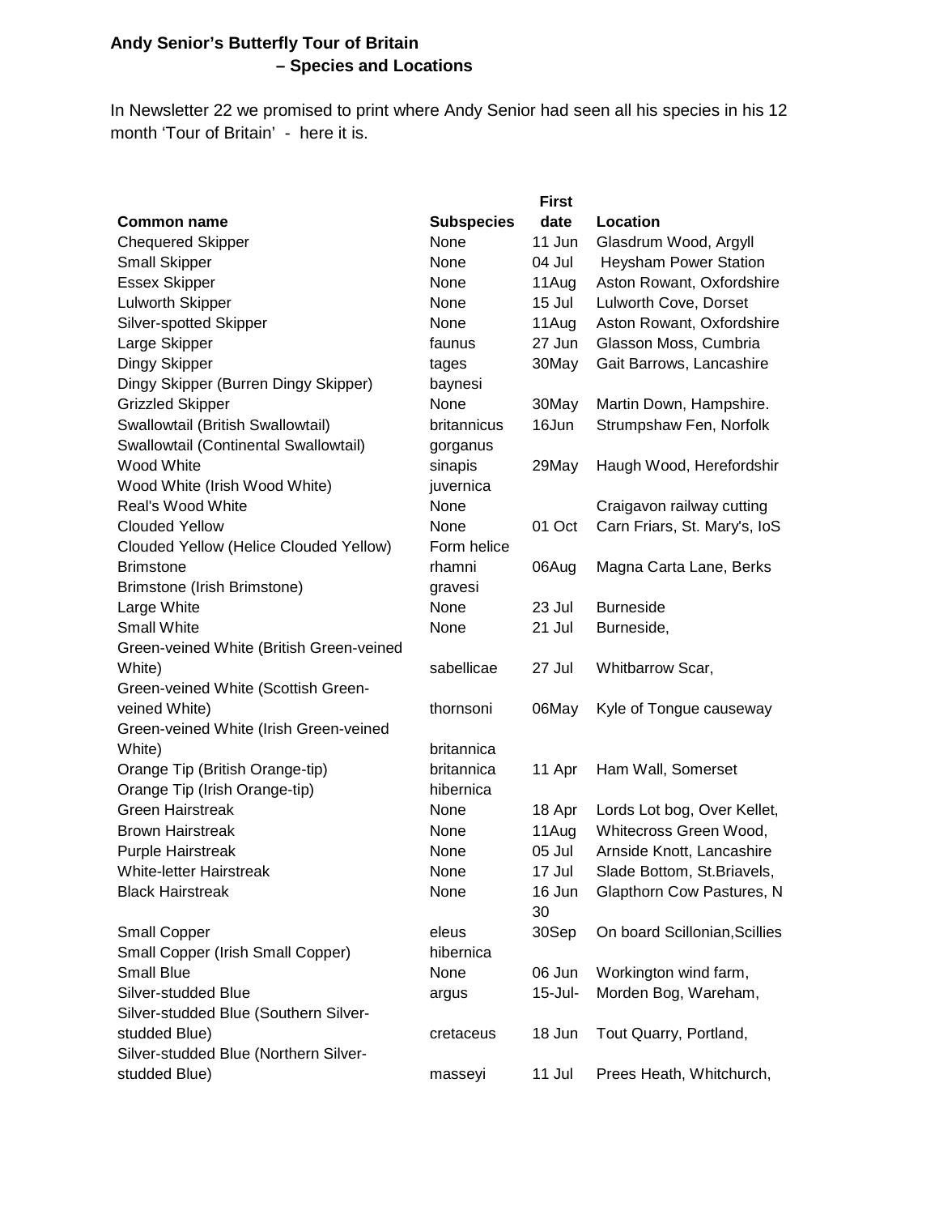**Andy Senior's Butterfly Tour of Britain – Species and Locations**

In Newsletter 22 we promised to print where Andy Senior had seen all his species in his 12 month 'Tour of Britain' - here it is.

| Common name | Subspecies | First date | Location |
|---|---|---|---|
| Chequered Skipper | None | 11 Jun | Glasdrum Wood, Argyll |
| Small Skipper | None | 04 Jul | Heysham Power Station |
| Essex Skipper | None | 11Aug | Aston Rowant, Oxfordshire |
| Lulworth Skipper | None | 15 Jul | Lulworth Cove, Dorset |
| Silver-spotted Skipper | None | 11Aug | Aston Rowant, Oxfordshire |
| Large Skipper | faunus | 27 Jun | Glasson Moss, Cumbria |
| Dingy Skipper | tages | 30May | Gait Barrows, Lancashire |
| Dingy Skipper (Burren Dingy Skipper) | baynesi | | |
| Grizzled Skipper | None | 30May | Martin Down, Hampshire. |
| Swallowtail (British Swallowtail) | britannicus | 16Jun | Strumpshaw Fen, Norfolk |
| Swallowtail (Continental Swallowtail) | gorganus | | |
| Wood White | sinapis | 29May | Haugh Wood, Herefordshir |
| Wood White (Irish Wood White) | juvernica | | |
| Real's Wood White | None | | Craigavon railway cutting |
| Clouded Yellow | None | 01 Oct | Carn Friars, St. Mary's, IoS |
| Clouded Yellow (Helice Clouded Yellow) | Form helice | | |
| Brimstone | rhamni | 06Aug | Magna Carta Lane, Berks |
| Brimstone (Irish Brimstone) | gravesi | | |
| Large White | None | 23 Jul | Burneside |
| Small White | None | 21 Jul | Burneside, |
| Green-veined White (British Green-veined White) | sabellicae | 27 Jul | Whitbarrow Scar, |
| Green-veined White (Scottish Green-veined White) | thornsoni | 06May | Kyle of Tongue causeway |
| Green-veined White (Irish Green-veined White) | britannica | | |
| Orange Tip (British Orange-tip) | britannica | 11 Apr | Ham Wall, Somerset |
| Orange Tip (Irish Orange-tip) | hibernica | | |
| Green Hairstreak | None | 18 Apr | Lords Lot bog, Over Kellet, |
| Brown Hairstreak | None | 11Aug | Whitecross Green Wood, |
| Purple Hairstreak | None | 05 Jul | Arnside Knott, Lancashire |
| White-letter Hairstreak | None | 17 Jul | Slade Bottom, St.Briavels, |
| Black Hairstreak | None | 16 Jun | Glapthorn Cow Pastures, N |
| Small Copper | eleus | 30 30Sep | On board Scillonian,Scillies |
| Small Copper (Irish Small Copper) | hibernica | | |
| Small Blue | None | 06 Jun | Workington wind farm, |
| Silver-studded Blue | argus | 15-Jul- | Morden Bog, Wareham, |
| Silver-studded Blue (Southern Silver-studded Blue) | cretaceus | 18 Jun | Tout Quarry, Portland, |
| Silver-studded Blue (Northern Silver-studded Blue) | masseyi | 11 Jul | Prees Heath, Whitchurch, |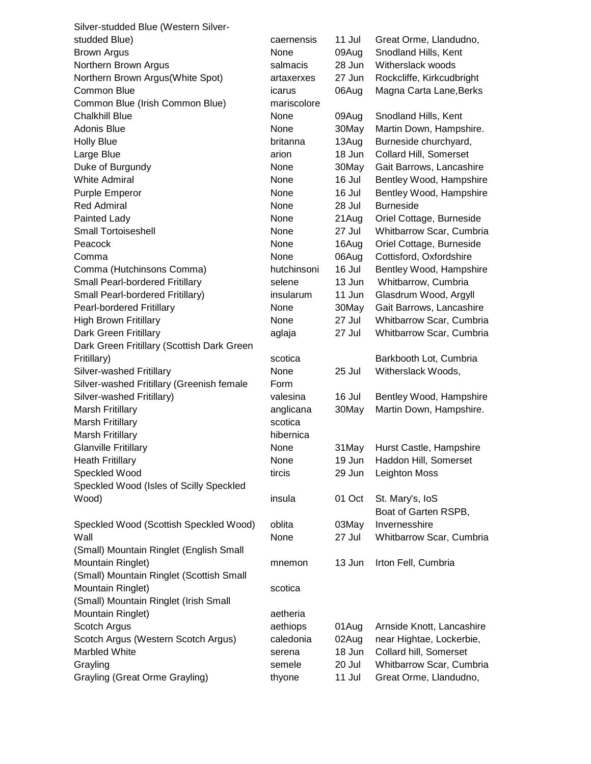| | | | |
|---|---|---|---|
| Silver-studded Blue (Western Silver-studded Blue) | caernensis | 11 Jul | Great Orme, Llandudno, |
| Brown Argus | None | 09Aug | Snodland Hills, Kent |
| Northern Brown Argus | salmacis | 28 Jun | Witherslack woods |
| Northern Brown Argus(White Spot) | artaxerxes | 27 Jun | Rockcliffe, Kirkcudbright |
| Common Blue | icarus | 06Aug | Magna Carta Lane,Berks |
| Common Blue (Irish Common Blue) | mariscolore | | |
| Chalkhill Blue | None | 09Aug | Snodland Hills, Kent |
| Adonis Blue | None | 30May | Martin Down, Hampshire. |
| Holly Blue | britanna | 13Aug | Burneside churchyard, |
| Large Blue | arion | 18 Jun | Collard Hill, Somerset |
| Duke of Burgundy | None | 30May | Gait Barrows, Lancashire |
| White Admiral | None | 16 Jul | Bentley Wood, Hampshire |
| Purple Emperor | None | 16 Jul | Bentley Wood, Hampshire |
| Red Admiral | None | 28 Jul | Burneside |
| Painted Lady | None | 21Aug | Oriel Cottage, Burneside |
| Small Tortoiseshell | None | 27 Jul | Whitbarrow Scar, Cumbria |
| Peacock | None | 16Aug | Oriel Cottage, Burneside |
| Comma | None | 06Aug | Cottisford, Oxfordshire |
| Comma (Hutchinsons Comma) | hutchinsoni | 16 Jul | Bentley Wood, Hampshire |
| Small Pearl-bordered Fritillary | selene | 13 Jun | Whitbarrow, Cumbria |
| Small Pearl-bordered Fritillary) | insularum | 11 Jun | Glasdrum Wood, Argyll |
| Pearl-bordered Fritillary | None | 30May | Gait Barrows, Lancashire |
| High Brown Fritillary | None | 27 Jul | Whitbarrow Scar, Cumbria |
| Dark Green Fritillary | aglaja | 27 Jul | Whitbarrow Scar, Cumbria |
| Dark Green Fritillary (Scottish Dark Green Fritillary) | scotica | | Barkbooth Lot, Cumbria |
| Silver-washed Fritillary | None | 25 Jul | Witherslack Woods, |
| Silver-washed Fritillary (Greenish female Silver-washed Fritillary) | Form valesina | 16 Jul | Bentley Wood, Hampshire |
| Marsh Fritillary | anglicana | 30May | Martin Down, Hampshire. |
| Marsh Fritillary | scotica | | |
| Marsh Fritillary | hibernica | | |
| Glanville Fritillary | None | 31May | Hurst Castle, Hampshire |
| Heath Fritillary | None | 19 Jun | Haddon Hill, Somerset |
| Speckled Wood | tircis | 29 Jun | Leighton Moss |
| Speckled Wood (Isles of Scilly Speckled Wood) | insula | 01 Oct | St. Mary's, IoS |
| Speckled Wood (Scottish Speckled Wood) | oblita | 03May | Boat of Garten RSPB, Invernesshire |
| Wall | None | 27 Jul | Whitbarrow Scar, Cumbria |
| (Small) Mountain Ringlet (English Small Mountain Ringlet) | mnemon | 13 Jun | Irton Fell, Cumbria |
| (Small) Mountain Ringlet (Scottish Small Mountain Ringlet) | scotica | | |
| (Small) Mountain Ringlet (Irish Small Mountain Ringlet) | aetheria | | |
| Scotch Argus | aethiops | 01Aug | Arnside Knott, Lancashire |
| Scotch Argus (Western Scotch Argus) | caledonia | 02Aug | near Hightae, Lockerbie, |
| Marbled White | serena | 18 Jun | Collard hill, Somerset |
| Grayling | semele | 20 Jul | Whitbarrow Scar, Cumbria |
| Grayling (Great Orme Grayling) | thyone | 11 Jul | Great Orme, Llandudno, |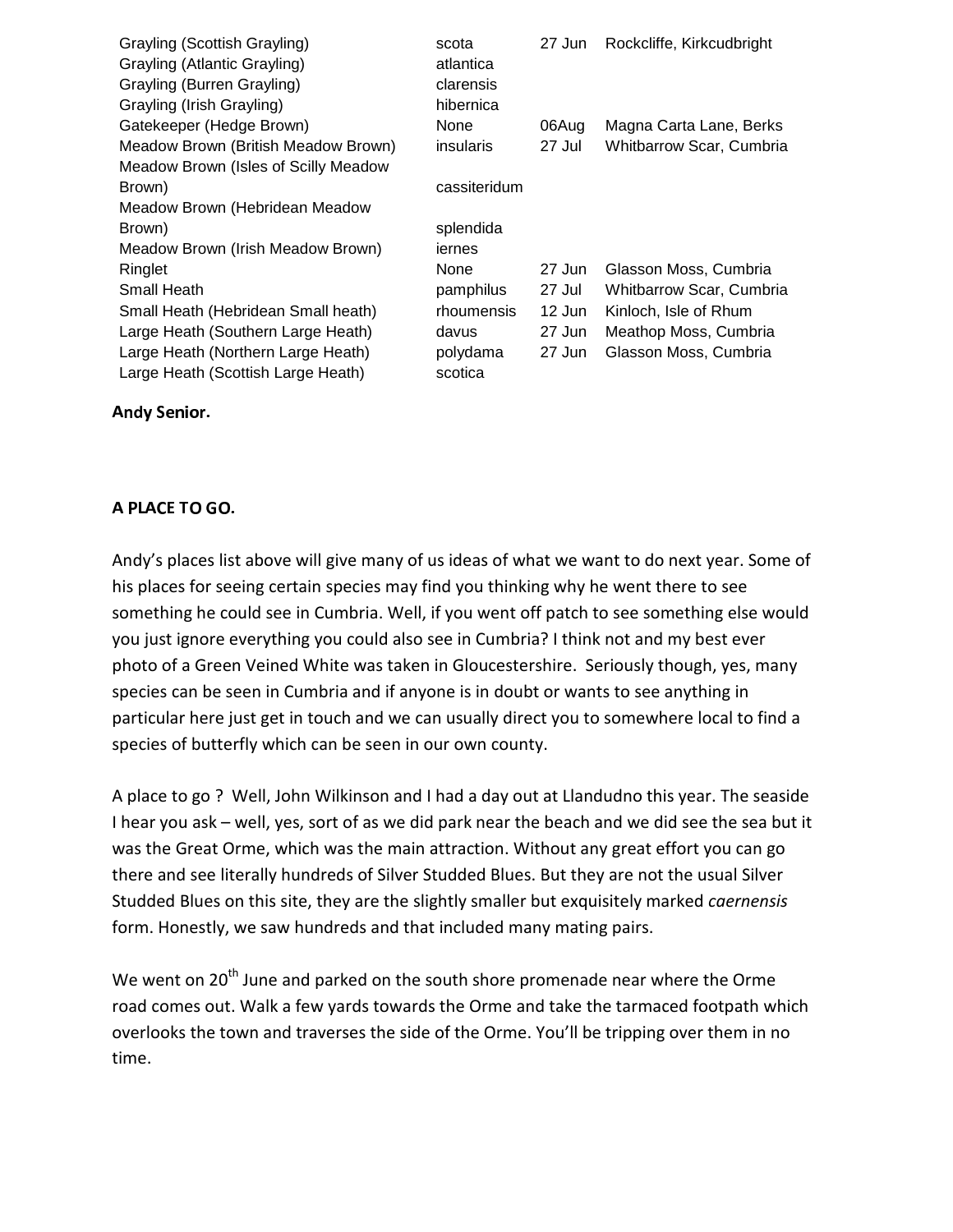| | | | |
|---|---|---|---|
| Grayling (Scottish Grayling) | scota | 27 Jun | Rockcliffe, Kirkcudbright |
| Grayling (Atlantic Grayling) | atlantica | | |
| Grayling (Burren Grayling) | clarensis | | |
| Grayling (Irish Grayling) | hibernica | | |
| Gatekeeper (Hedge Brown) | None | 06Aug | Magna Carta Lane, Berks |
| Meadow Brown (British Meadow Brown) | insularis | 27 Jul | Whitbarrow Scar, Cumbria |
| Meadow Brown (Isles of Scilly Meadow Brown) | cassiteridum | | |
| Meadow Brown (Hebridean Meadow Brown) | splendida | | |
| Meadow Brown (Irish Meadow Brown) | iernes | | |
| Ringlet | None | 27 Jun | Glasson Moss, Cumbria |
| Small Heath | pamphilus | 27 Jul | Whitbarrow Scar, Cumbria |
| Small Heath (Hebridean Small heath) | rhoumensis | 12 Jun | Kinloch, Isle of Rhum |
| Large Heath (Southern Large Heath) | davus | 27 Jun | Meathop Moss, Cumbria |
| Large Heath (Northern Large Heath) | polydama | 27 Jun | Glasson Moss, Cumbria |
| Large Heath (Scottish Large Heath) | scotica | | |

**Andy Senior.**

**A PLACE TO GO.**

Andy's places list above will give many of us ideas of what we want to do next year. Some of his places for seeing certain species may find you thinking why he went there to see something he could see in Cumbria. Well, if you went off patch to see something else would you just ignore everything you could also see in Cumbria? I think not and my best ever photo of a Green Veined White was taken in Gloucestershire. Seriously though, yes, many species can be seen in Cumbria and if anyone is in doubt or wants to see anything in particular here just get in touch and we can usually direct you to somewhere local to find a species of butterfly which can be seen in our own county.

A place to go ? Well, John Wilkinson and I had a day out at Llandudno this year. The seaside I hear you ask – well, yes, sort of as we did park near the beach and we did see the sea but it was the Great Orme, which was the main attraction. Without any great effort you can go there and see literally hundreds of Silver Studded Blues. But they are not the usual Silver Studded Blues on this site, they are the slightly smaller but exquisitely marked *caernensis* form. Honestly, we saw hundreds and that included many mating pairs.

We went on 20th June and parked on the south shore promenade near where the Orme road comes out. Walk a few yards towards the Orme and take the tarmaced footpath which overlooks the town and traverses the side of the Orme. You'll be tripping over them in no time.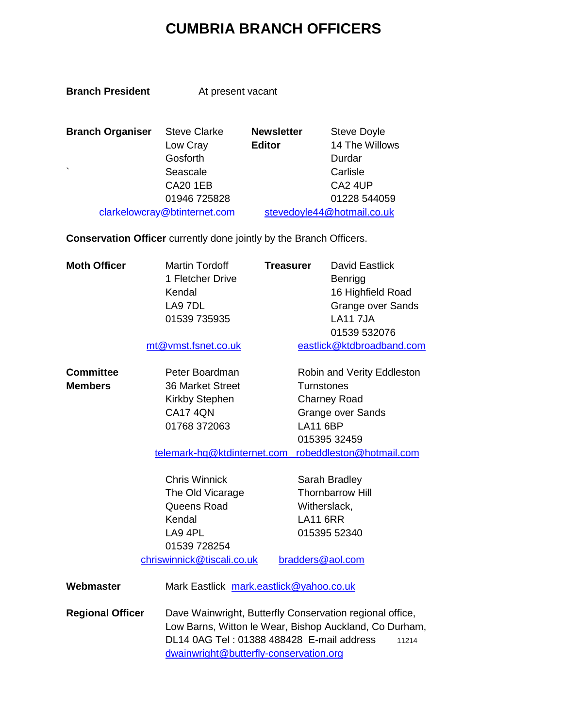# CUMBRIA BRANCH OFFICERS

**Branch President** At present vacant

**Branch Organiser**

Steve Clarke
Low Cray
Gosforth
Seascale
CA20 1EB
01946 725828
clarkelowcray@btinternet.com

**Newsletter Editor**

Steve Doyle
14 The Willows
Durdar
Carlisle
CA2 4UP
01228 544059
stevedoyle44@hotmail.co.uk

**Conservation Officer** currently done jointly by the Branch Officers.

**Moth Officer**

Martin Tordoff
1 Fletcher Drive
Kendal
LA9 7DL
01539 735935
mt@vmst.fsnet.co.uk

**Treasurer**

David Eastlick
Benrigg
16 Highfield Road
Grange over Sands
LA11 7JA
01539 532076
eastlick@ktdbroadband.com

**Committee Members**

Peter Boardman
36 Market Street
Kirkby Stephen
CA17 4QN
01768 372063
telemark-hq@ktdinternet.com

Robin and Verity Eddleston
Turnstones
Charney Road
Grange over Sands
LA11 6BP
015395 32459
robeddleston@hotmail.com

Chris Winnick
The Old Vicarage
Queens Road
Kendal
LA9 4PL
01539 728254
chriswinnick@tiscali.co.uk

Sarah Bradley
Thornbarrow Hill
Witherslack,
LA11 6RR
015395 52340
bradders@aol.com

**Webmaster** Mark Eastlick mark.eastlick@yahoo.co.uk

**Regional Officer** Dave Wainwright, Butterfly Conservation regional office, Low Barns, Witton le Wear, Bishop Auckland, Co Durham, DL14 0AG Tel : 01388 488428 E-mail address dwainwright@butterfly-conservation.org

11214